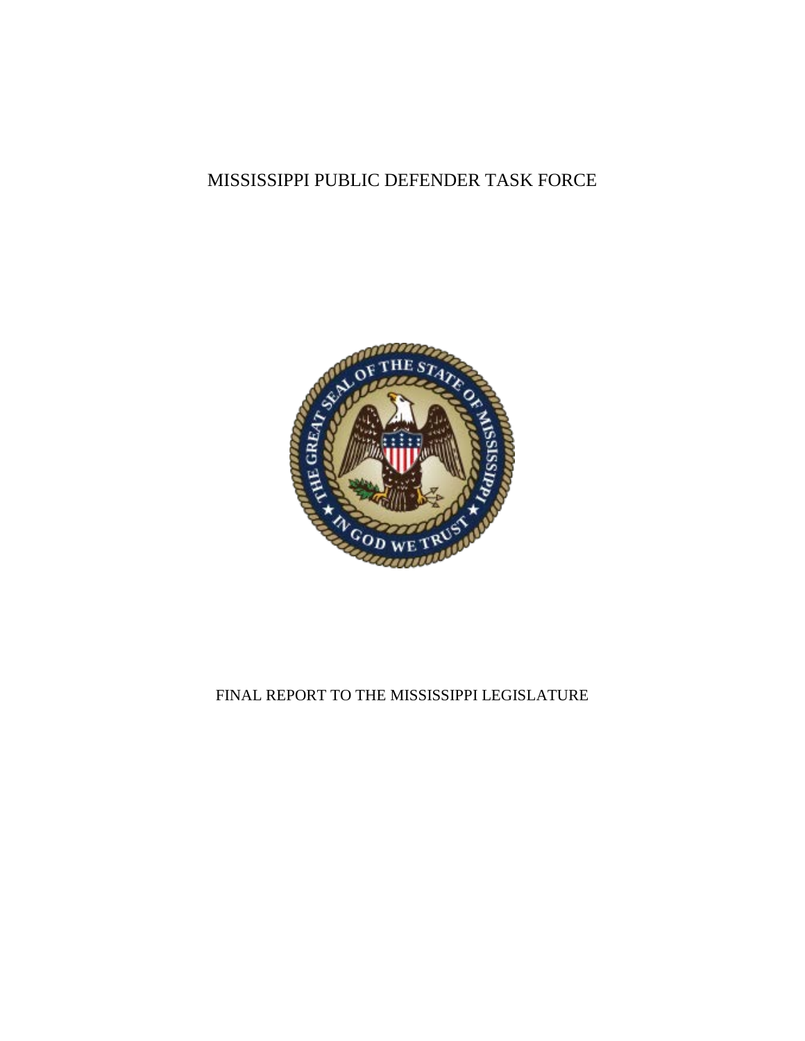# MISSISSIPPI PUBLIC DEFENDER TASK FORCE

FINAL REPORT TO THE MISSISSIPPI LEGISLATURE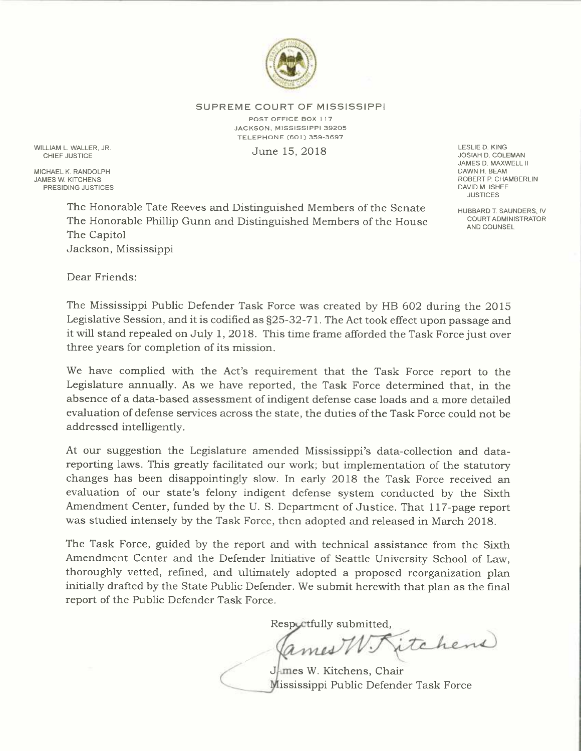**SUPREME COURT OF MISSISSIPPI**

POST OFFICE BOX 117
JACKSON, MISSISSIPPI 39205
TELEPHONE (601) 359-3697

WILLIAM L. WALLER, JR.
CHIEF JUSTICE

MICHAEL K. RANDOLPH
JAMES W. KITCHENS
PRESIDING JUSTICES

LESLIE D. KING
JOSIAH D. COLEMAN
JAMES D. MAXWELL II
DAWN H. BEAM
ROBERT P. CHAMBERLIN
DAVID M. ISHEE
JUSTICES

HUBBARD T. SAUNDERS, IV
COURT ADMINISTRATOR
AND COUNSEL

June 15, 2018

The Honorable Tate Reeves and Distinguished Members of the Senate
The Honorable Phillip Gunn and Distinguished Members of the House
The Capitol
Jackson, Mississippi

Dear Friends:

The Mississippi Public Defender Task Force was created by HB 602 during the 2015 Legislative Session, and it is codified as §25-32-71. The Act took effect upon passage and it will stand repealed on July 1, 2018. This time frame afforded the Task Force just over three years for completion of its mission.

We have complied with the Act's requirement that the Task Force report to the Legislature annually. As we have reported, the Task Force determined that, in the absence of a data-based assessment of indigent defense case loads and a more detailed evaluation of defense services across the state, the duties of the Task Force could not be addressed intelligently.

At our suggestion the Legislature amended Mississippi's data-collection and data-reporting laws. This greatly facilitated our work; but implementation of the statutory changes has been disappointingly slow. In early 2018 the Task Force received an evaluation of our state's felony indigent defense system conducted by the Sixth Amendment Center, funded by the U. S. Department of Justice. That 117-page report was studied intensely by the Task Force, then adopted and released in March 2018.

The Task Force, guided by the report and with technical assistance from the Sixth Amendment Center and the Defender Initiative of Seattle University School of Law, thoroughly vetted, refined, and ultimately adopted a proposed reorganization plan initially drafted by the State Public Defender. We submit herewith that plan as the final report of the Public Defender Task Force.

Respectfully submitted,

James W. Kitchens

James W. Kitchens, Chair
Mississippi Public Defender Task Force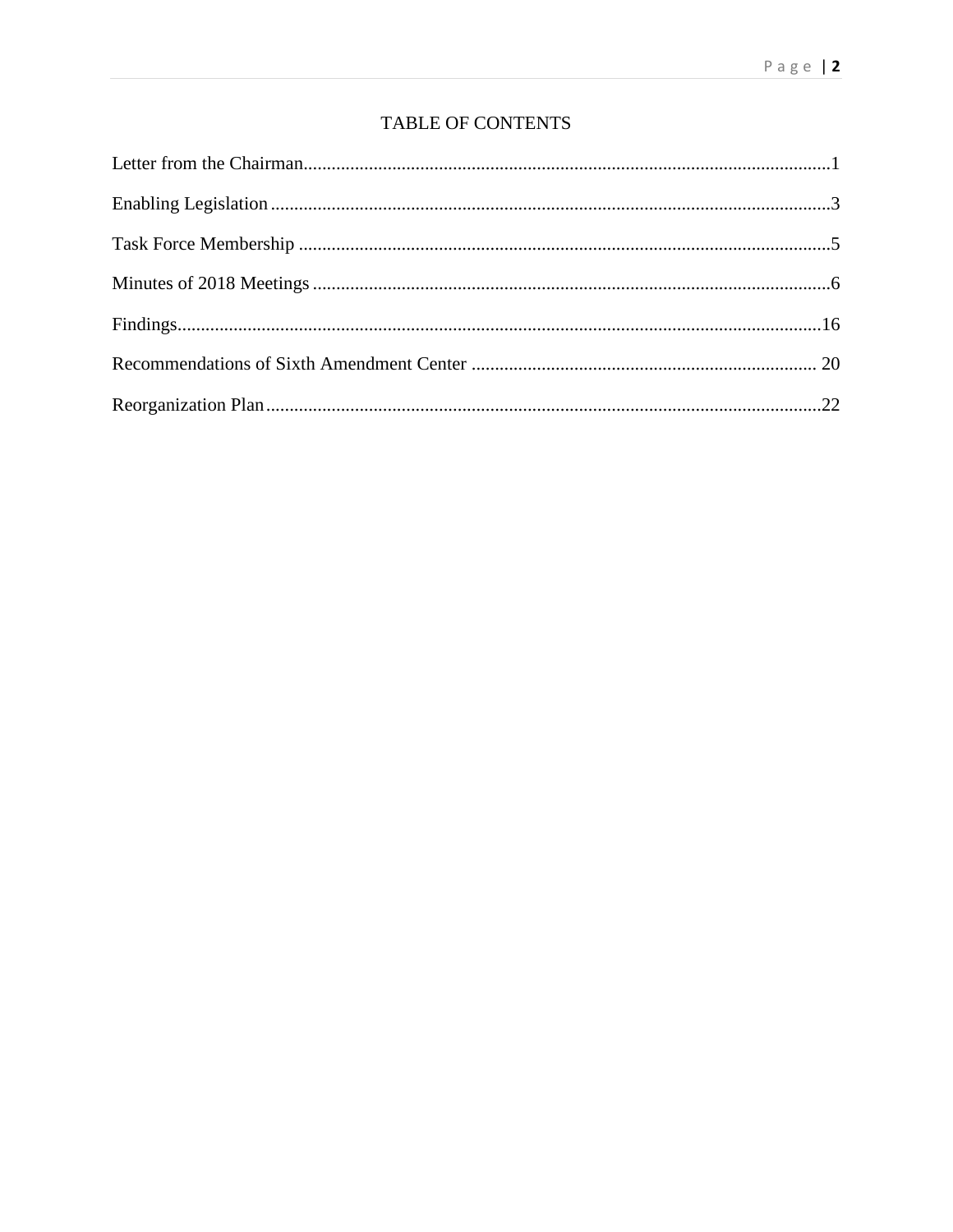# TABLE OF CONTENTS

Letter from the Chairman....................................................................................................1

Enabling Legislation............................................................................................................3

Task Force Membership ......................................................................................................5

Minutes of 2018 Meetings ..................................................................................................6

Findings.............................................................................................................................16

Recommendations of Sixth Amendment Center ............................................................ 20

Reorganization Plan...........................................................................................................22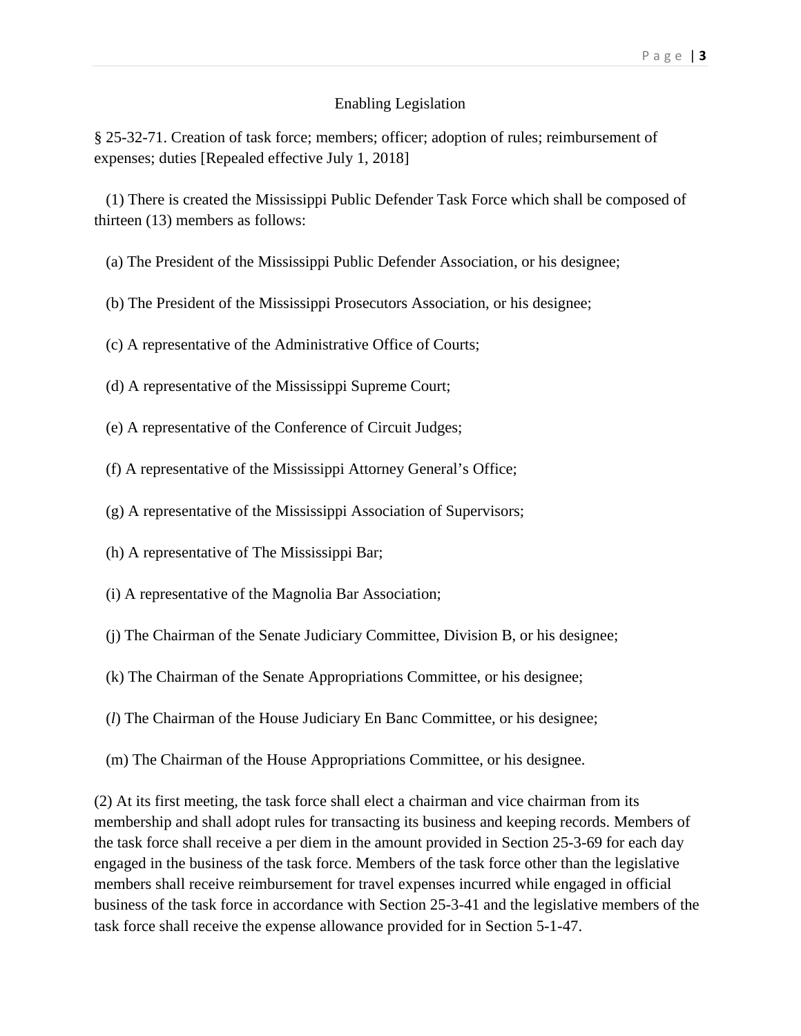## Enabling Legislation

§ 25-32-71. Creation of task force; members; officer; adoption of rules; reimbursement of expenses; duties [Repealed effective July 1, 2018]

(1) There is created the Mississippi Public Defender Task Force which shall be composed of thirteen (13) members as follows:

(a) The President of the Mississippi Public Defender Association, or his designee;

(b) The President of the Mississippi Prosecutors Association, or his designee;

(c) A representative of the Administrative Office of Courts;

(d) A representative of the Mississippi Supreme Court;

(e) A representative of the Conference of Circuit Judges;

(f) A representative of the Mississippi Attorney General's Office;

(g) A representative of the Mississippi Association of Supervisors;

(h) A representative of The Mississippi Bar;

(i) A representative of the Magnolia Bar Association;

(j) The Chairman of the Senate Judiciary Committee, Division B, or his designee;

(k) The Chairman of the Senate Appropriations Committee, or his designee;

(*l*) The Chairman of the House Judiciary En Banc Committee, or his designee;

(m) The Chairman of the House Appropriations Committee, or his designee.

(2) At its first meeting, the task force shall elect a chairman and vice chairman from its membership and shall adopt rules for transacting its business and keeping records. Members of the task force shall receive a per diem in the amount provided in Section 25-3-69 for each day engaged in the business of the task force. Members of the task force other than the legislative members shall receive reimbursement for travel expenses incurred while engaged in official business of the task force in accordance with Section 25-3-41 and the legislative members of the task force shall receive the expense allowance provided for in Section 5-1-47.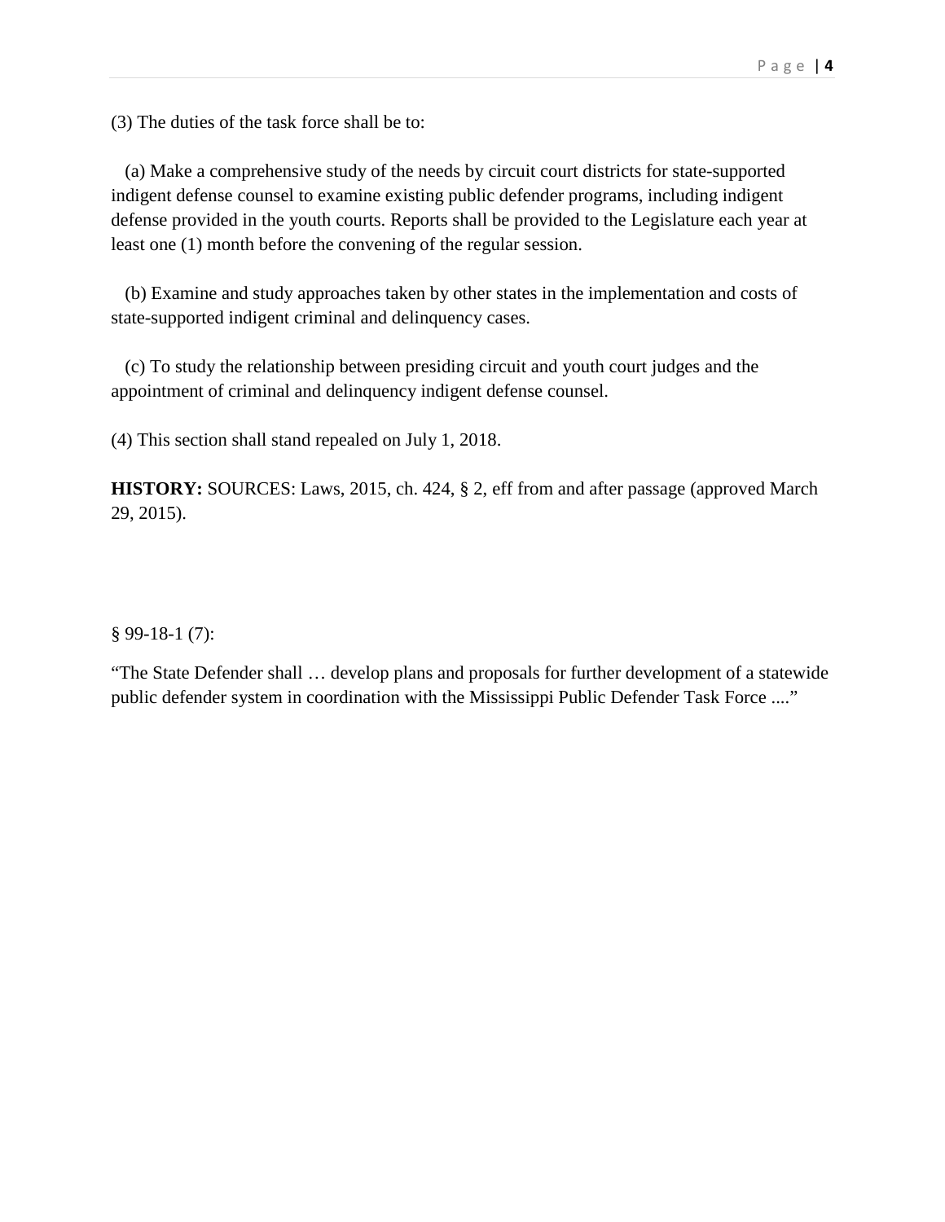(3) The duties of the task force shall be to:

(a) Make a comprehensive study of the needs by circuit court districts for state-supported indigent defense counsel to examine existing public defender programs, including indigent defense provided in the youth courts. Reports shall be provided to the Legislature each year at least one (1) month before the convening of the regular session.

(b) Examine and study approaches taken by other states in the implementation and costs of state-supported indigent criminal and delinquency cases.

(c) To study the relationship between presiding circuit and youth court judges and the appointment of criminal and delinquency indigent defense counsel.

(4) This section shall stand repealed on July 1, 2018.

**HISTORY:** SOURCES: Laws, 2015, ch. 424, § 2, eff from and after passage (approved March 29, 2015).

§ 99-18-1 (7):

"The State Defender shall … develop plans and proposals for further development of a statewide public defender system in coordination with the Mississippi Public Defender Task Force ...."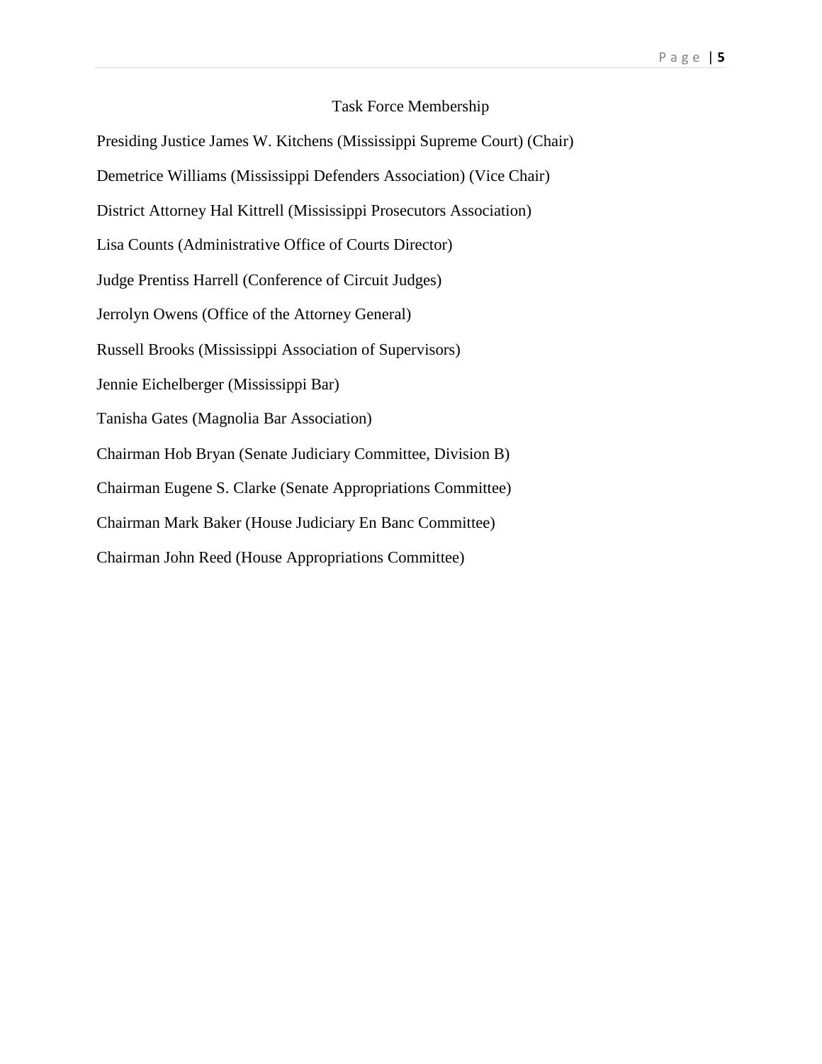## Task Force Membership

Presiding Justice James W. Kitchens (Mississippi Supreme Court) (Chair)

Demetrice Williams (Mississippi Defenders Association) (Vice Chair)

District Attorney Hal Kittrell (Mississippi Prosecutors Association)

Lisa Counts (Administrative Office of Courts Director)

Judge Prentiss Harrell (Conference of Circuit Judges)

Jerrolyn Owens (Office of the Attorney General)

Russell Brooks (Mississippi Association of Supervisors)

Jennie Eichelberger (Mississippi Bar)

Tanisha Gates (Magnolia Bar Association)

Chairman Hob Bryan (Senate Judiciary Committee, Division B)

Chairman Eugene S. Clarke (Senate Appropriations Committee)

Chairman Mark Baker (House Judiciary En Banc Committee)

Chairman John Reed (House Appropriations Committee)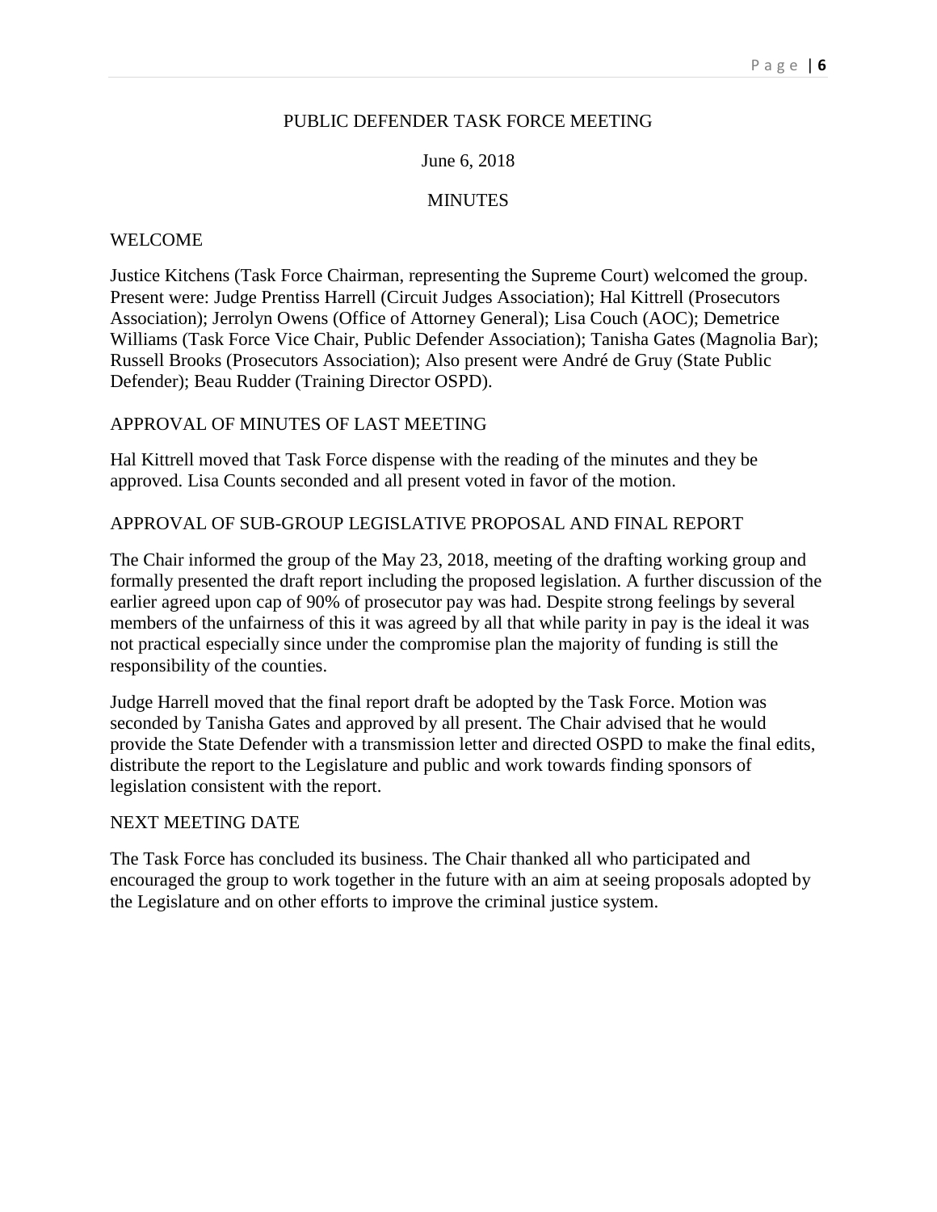PUBLIC DEFENDER TASK FORCE MEETING

June 6, 2018

MINUTES

WELCOME

Justice Kitchens (Task Force Chairman, representing the Supreme Court) welcomed the group. Present were: Judge Prentiss Harrell (Circuit Judges Association); Hal Kittrell (Prosecutors Association); Jerrolyn Owens (Office of Attorney General); Lisa Couch (AOC); Demetrice Williams (Task Force Vice Chair, Public Defender Association); Tanisha Gates (Magnolia Bar); Russell Brooks (Prosecutors Association); Also present were André de Gruy (State Public Defender); Beau Rudder (Training Director OSPD).

APPROVAL OF MINUTES OF LAST MEETING

Hal Kittrell moved that Task Force dispense with the reading of the minutes and they be approved. Lisa Counts seconded and all present voted in favor of the motion.

APPROVAL OF SUB-GROUP LEGISLATIVE PROPOSAL AND FINAL REPORT

The Chair informed the group of the May 23, 2018, meeting of the drafting working group and formally presented the draft report including the proposed legislation. A further discussion of the earlier agreed upon cap of 90% of prosecutor pay was had. Despite strong feelings by several members of the unfairness of this it was agreed by all that while parity in pay is the ideal it was not practical especially since under the compromise plan the majority of funding is still the responsibility of the counties.

Judge Harrell moved that the final report draft be adopted by the Task Force. Motion was seconded by Tanisha Gates and approved by all present. The Chair advised that he would provide the State Defender with a transmission letter and directed OSPD to make the final edits, distribute the report to the Legislature and public and work towards finding sponsors of legislation consistent with the report.

NEXT MEETING DATE

The Task Force has concluded its business. The Chair thanked all who participated and encouraged the group to work together in the future with an aim at seeing proposals adopted by the Legislature and on other efforts to improve the criminal justice system.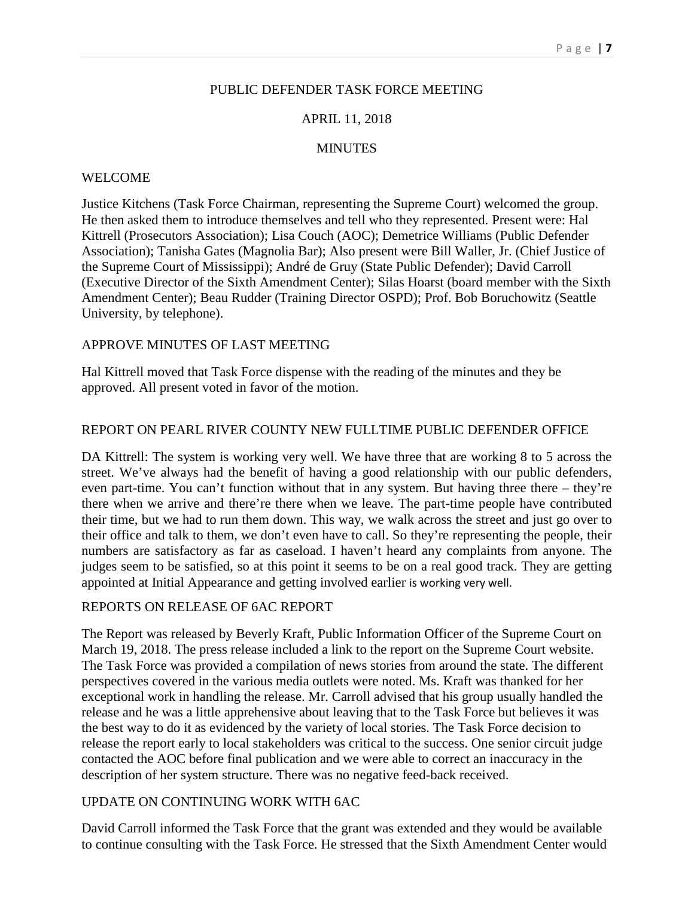PUBLIC DEFENDER TASK FORCE MEETING

APRIL 11, 2018

MINUTES

WELCOME

Justice Kitchens (Task Force Chairman, representing the Supreme Court) welcomed the group. He then asked them to introduce themselves and tell who they represented. Present were: Hal Kittrell (Prosecutors Association); Lisa Couch (AOC); Demetrice Williams (Public Defender Association); Tanisha Gates (Magnolia Bar); Also present were Bill Waller, Jr. (Chief Justice of the Supreme Court of Mississippi); André de Gruy (State Public Defender); David Carroll (Executive Director of the Sixth Amendment Center); Silas Hoarst (board member with the Sixth Amendment Center); Beau Rudder (Training Director OSPD); Prof. Bob Boruchowitz (Seattle University, by telephone).

APPROVE MINUTES OF LAST MEETING

Hal Kittrell moved that Task Force dispense with the reading of the minutes and they be approved. All present voted in favor of the motion.

REPORT ON PEARL RIVER COUNTY NEW FULLTIME PUBLIC DEFENDER OFFICE

DA Kittrell: The system is working very well. We have three that are working 8 to 5 across the street. We've always had the benefit of having a good relationship with our public defenders, even part-time. You can't function without that in any system. But having three there – they're there when we arrive and there're there when we leave. The part-time people have contributed their time, but we had to run them down. This way, we walk across the street and just go over to their office and talk to them, we don't even have to call. So they're representing the people, their numbers are satisfactory as far as caseload. I haven't heard any complaints from anyone. The judges seem to be satisfied, so at this point it seems to be on a real good track. They are getting appointed at Initial Appearance and getting involved earlier is working very well.

REPORTS ON RELEASE OF 6AC REPORT

The Report was released by Beverly Kraft, Public Information Officer of the Supreme Court on March 19, 2018. The press release included a link to the report on the Supreme Court website. The Task Force was provided a compilation of news stories from around the state. The different perspectives covered in the various media outlets were noted. Ms. Kraft was thanked for her exceptional work in handling the release. Mr. Carroll advised that his group usually handled the release and he was a little apprehensive about leaving that to the Task Force but believes it was the best way to do it as evidenced by the variety of local stories. The Task Force decision to release the report early to local stakeholders was critical to the success. One senior circuit judge contacted the AOC before final publication and we were able to correct an inaccuracy in the description of her system structure. There was no negative feed-back received.

UPDATE ON CONTINUING WORK WITH 6AC

David Carroll informed the Task Force that the grant was extended and they would be available to continue consulting with the Task Force. He stressed that the Sixth Amendment Center would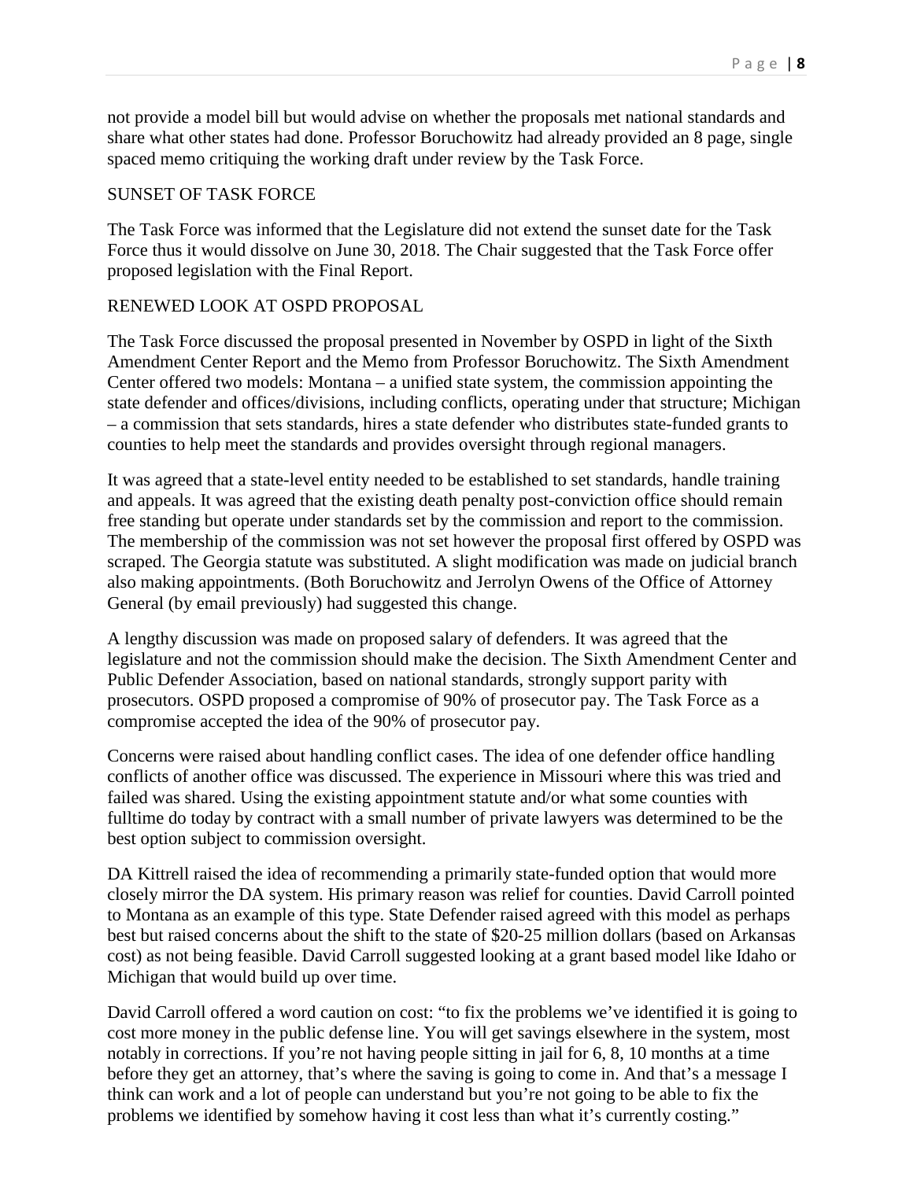not provide a model bill but would advise on whether the proposals met national standards and share what other states had done. Professor Boruchowitz had already provided an 8 page, single spaced memo critiquing the working draft under review by the Task Force.

SUNSET OF TASK FORCE

The Task Force was informed that the Legislature did not extend the sunset date for the Task Force thus it would dissolve on June 30, 2018. The Chair suggested that the Task Force offer proposed legislation with the Final Report.

RENEWED LOOK AT OSPD PROPOSAL

The Task Force discussed the proposal presented in November by OSPD in light of the Sixth Amendment Center Report and the Memo from Professor Boruchowitz. The Sixth Amendment Center offered two models: Montana – a unified state system, the commission appointing the state defender and offices/divisions, including conflicts, operating under that structure; Michigan – a commission that sets standards, hires a state defender who distributes state-funded grants to counties to help meet the standards and provides oversight through regional managers.

It was agreed that a state-level entity needed to be established to set standards, handle training and appeals. It was agreed that the existing death penalty post-conviction office should remain free standing but operate under standards set by the commission and report to the commission. The membership of the commission was not set however the proposal first offered by OSPD was scraped. The Georgia statute was substituted. A slight modification was made on judicial branch also making appointments. (Both Boruchowitz and Jerrolyn Owens of the Office of Attorney General (by email previously) had suggested this change.

A lengthy discussion was made on proposed salary of defenders. It was agreed that the legislature and not the commission should make the decision. The Sixth Amendment Center and Public Defender Association, based on national standards, strongly support parity with prosecutors. OSPD proposed a compromise of 90% of prosecutor pay. The Task Force as a compromise accepted the idea of the 90% of prosecutor pay.

Concerns were raised about handling conflict cases. The idea of one defender office handling conflicts of another office was discussed. The experience in Missouri where this was tried and failed was shared. Using the existing appointment statute and/or what some counties with fulltime do today by contract with a small number of private lawyers was determined to be the best option subject to commission oversight.

DA Kittrell raised the idea of recommending a primarily state-funded option that would more closely mirror the DA system. His primary reason was relief for counties. David Carroll pointed to Montana as an example of this type. State Defender raised agreed with this model as perhaps best but raised concerns about the shift to the state of $20-25 million dollars (based on Arkansas cost) as not being feasible. David Carroll suggested looking at a grant based model like Idaho or Michigan that would build up over time.

David Carroll offered a word caution on cost: "to fix the problems we've identified it is going to cost more money in the public defense line. You will get savings elsewhere in the system, most notably in corrections. If you're not having people sitting in jail for 6, 8, 10 months at a time before they get an attorney, that's where the saving is going to come in. And that's a message I think can work and a lot of people can understand but you're not going to be able to fix the problems we identified by somehow having it cost less than what it's currently costing."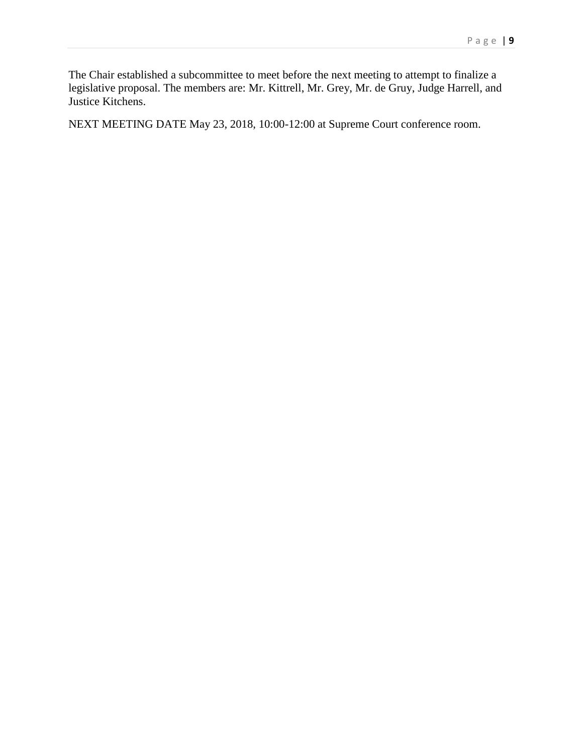The Chair established a subcommittee to meet before the next meeting to attempt to finalize a legislative proposal. The members are: Mr. Kittrell, Mr. Grey, Mr. de Gruy, Judge Harrell, and Justice Kitchens.

NEXT MEETING DATE May 23, 2018, 10:00-12:00 at Supreme Court conference room.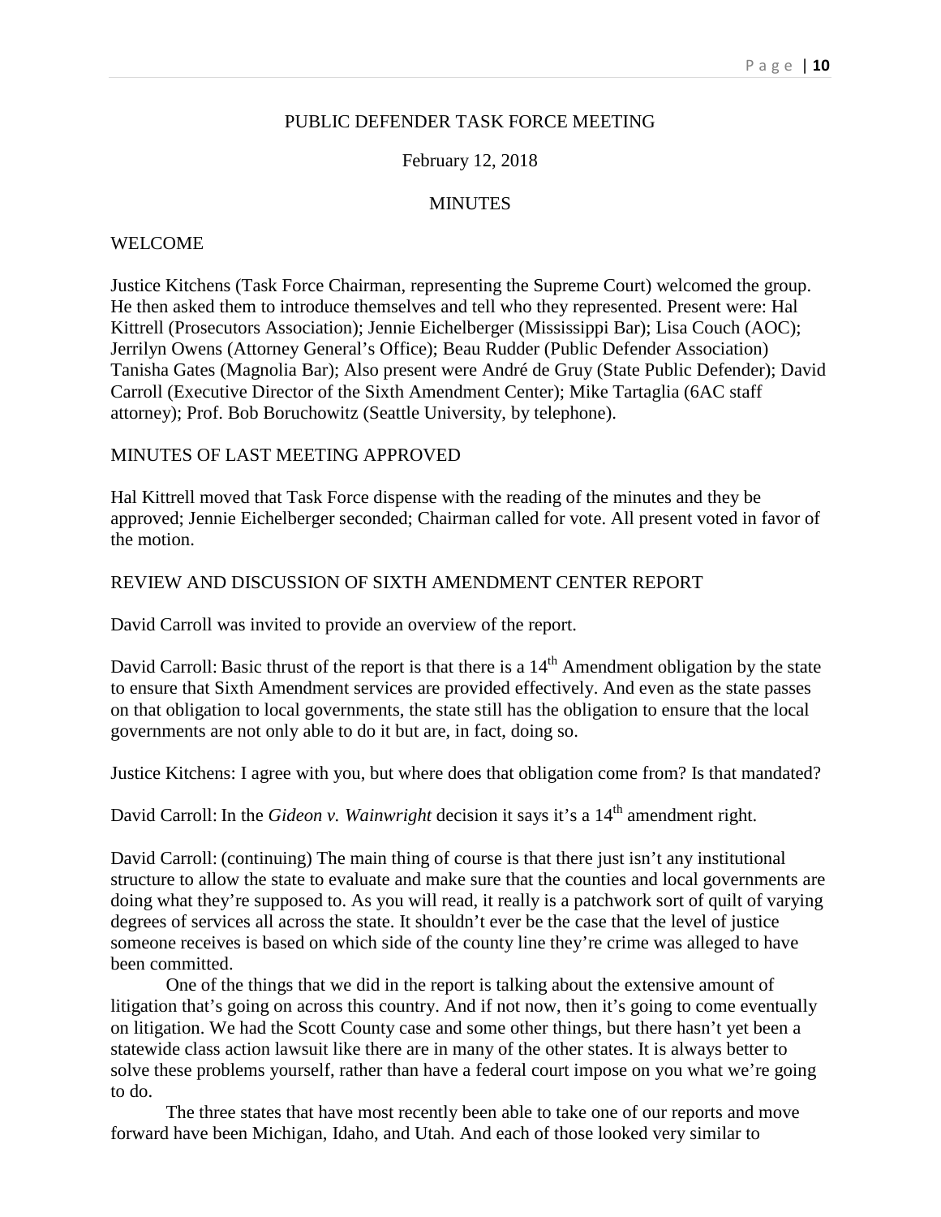PUBLIC DEFENDER TASK FORCE MEETING

February 12, 2018

MINUTES

WELCOME

Justice Kitchens (Task Force Chairman, representing the Supreme Court) welcomed the group. He then asked them to introduce themselves and tell who they represented. Present were: Hal Kittrell (Prosecutors Association); Jennie Eichelberger (Mississippi Bar); Lisa Couch (AOC); Jerrilyn Owens (Attorney General's Office); Beau Rudder (Public Defender Association) Tanisha Gates (Magnolia Bar); Also present were André de Gruy (State Public Defender); David Carroll (Executive Director of the Sixth Amendment Center); Mike Tartaglia (6AC staff attorney); Prof. Bob Boruchowitz (Seattle University, by telephone).

MINUTES OF LAST MEETING APPROVED

Hal Kittrell moved that Task Force dispense with the reading of the minutes and they be approved; Jennie Eichelberger seconded; Chairman called for vote. All present voted in favor of the motion.

REVIEW AND DISCUSSION OF SIXTH AMENDMENT CENTER REPORT

David Carroll was invited to provide an overview of the report.

David Carroll: Basic thrust of the report is that there is a 14th Amendment obligation by the state to ensure that Sixth Amendment services are provided effectively. And even as the state passes on that obligation to local governments, the state still has the obligation to ensure that the local governments are not only able to do it but are, in fact, doing so.

Justice Kitchens: I agree with you, but where does that obligation come from? Is that mandated?

David Carroll: In the *Gideon v. Wainwright* decision it says it's a 14th amendment right.

David Carroll: (continuing) The main thing of course is that there just isn't any institutional structure to allow the state to evaluate and make sure that the counties and local governments are doing what they're supposed to. As you will read, it really is a patchwork sort of quilt of varying degrees of services all across the state. It shouldn't ever be the case that the level of justice someone receives is based on which side of the county line they're crime was alleged to have been committed.

One of the things that we did in the report is talking about the extensive amount of litigation that's going on across this country. And if not now, then it's going to come eventually on litigation. We had the Scott County case and some other things, but there hasn't yet been a statewide class action lawsuit like there are in many of the other states. It is always better to solve these problems yourself, rather than have a federal court impose on you what we're going to do.

The three states that have most recently been able to take one of our reports and move forward have been Michigan, Idaho, and Utah. And each of those looked very similar to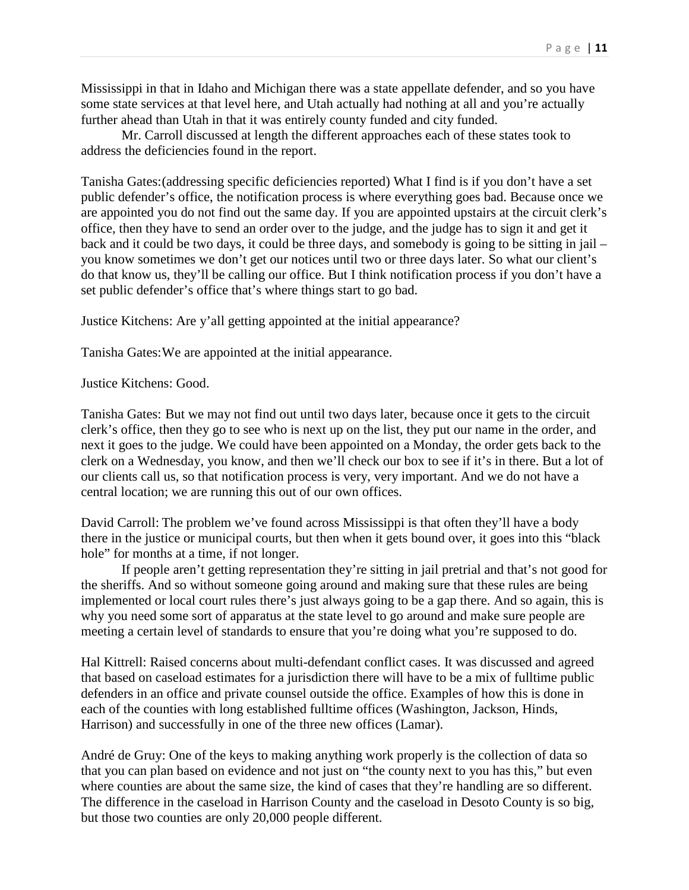Mississippi in that in Idaho and Michigan there was a state appellate defender, and so you have some state services at that level here, and Utah actually had nothing at all and you're actually further ahead than Utah in that it was entirely county funded and city funded.

Mr. Carroll discussed at length the different approaches each of these states took to address the deficiencies found in the report.

Tanisha Gates:(addressing specific deficiencies reported) What I find is if you don't have a set public defender's office, the notification process is where everything goes bad. Because once we are appointed you do not find out the same day. If you are appointed upstairs at the circuit clerk's office, then they have to send an order over to the judge, and the judge has to sign it and get it back and it could be two days, it could be three days, and somebody is going to be sitting in jail – you know sometimes we don't get our notices until two or three days later. So what our client's do that know us, they'll be calling our office. But I think notification process if you don't have a set public defender's office that's where things start to go bad.

Justice Kitchens: Are y'all getting appointed at the initial appearance?

Tanisha Gates:We are appointed at the initial appearance.

Justice Kitchens: Good.

Tanisha Gates: But we may not find out until two days later, because once it gets to the circuit clerk's office, then they go to see who is next up on the list, they put our name in the order, and next it goes to the judge. We could have been appointed on a Monday, the order gets back to the clerk on a Wednesday, you know, and then we'll check our box to see if it's in there. But a lot of our clients call us, so that notification process is very, very important. And we do not have a central location; we are running this out of our own offices.

David Carroll: The problem we've found across Mississippi is that often they'll have a body there in the justice or municipal courts, but then when it gets bound over, it goes into this "black hole" for months at a time, if not longer.

If people aren't getting representation they're sitting in jail pretrial and that's not good for the sheriffs. And so without someone going around and making sure that these rules are being implemented or local court rules there's just always going to be a gap there. And so again, this is why you need some sort of apparatus at the state level to go around and make sure people are meeting a certain level of standards to ensure that you're doing what you're supposed to do.

Hal Kittrell: Raised concerns about multi-defendant conflict cases. It was discussed and agreed that based on caseload estimates for a jurisdiction there will have to be a mix of fulltime public defenders in an office and private counsel outside the office. Examples of how this is done in each of the counties with long established fulltime offices (Washington, Jackson, Hinds, Harrison) and successfully in one of the three new offices (Lamar).

André de Gruy: One of the keys to making anything work properly is the collection of data so that you can plan based on evidence and not just on "the county next to you has this," but even where counties are about the same size, the kind of cases that they're handling are so different. The difference in the caseload in Harrison County and the caseload in Desoto County is so big, but those two counties are only 20,000 people different.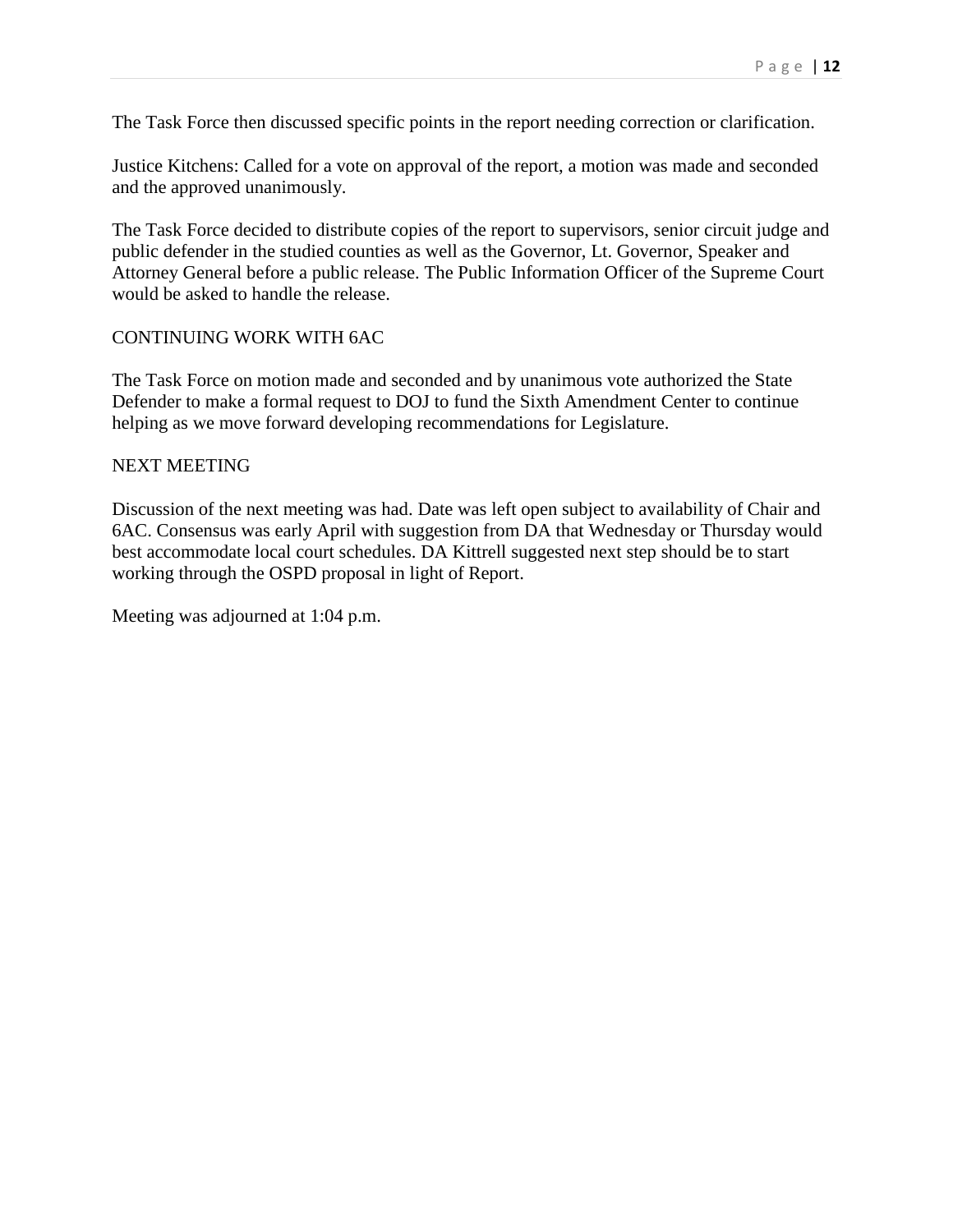The Task Force then discussed specific points in the report needing correction or clarification.

Justice Kitchens: Called for a vote on approval of the report, a motion was made and seconded and the approved unanimously.

The Task Force decided to distribute copies of the report to supervisors, senior circuit judge and public defender in the studied counties as well as the Governor, Lt. Governor, Speaker and Attorney General before a public release. The Public Information Officer of the Supreme Court would be asked to handle the release.

CONTINUING WORK WITH 6AC

The Task Force on motion made and seconded and by unanimous vote authorized the State Defender to make a formal request to DOJ to fund the Sixth Amendment Center to continue helping as we move forward developing recommendations for Legislature.

NEXT MEETING

Discussion of the next meeting was had. Date was left open subject to availability of Chair and 6AC. Consensus was early April with suggestion from DA that Wednesday or Thursday would best accommodate local court schedules. DA Kittrell suggested next step should be to start working through the OSPD proposal in light of Report.

Meeting was adjourned at 1:04 p.m.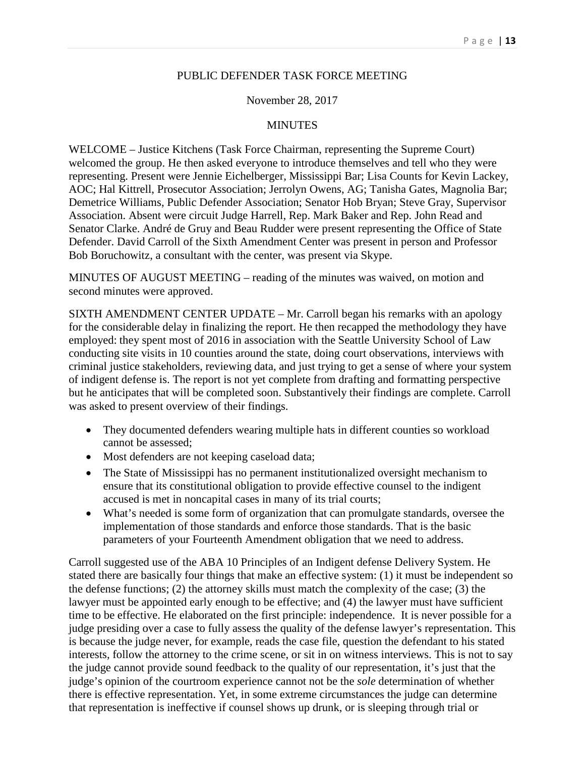PUBLIC DEFENDER TASK FORCE MEETING

November 28, 2017

MINUTES

WELCOME – Justice Kitchens (Task Force Chairman, representing the Supreme Court) welcomed the group. He then asked everyone to introduce themselves and tell who they were representing. Present were Jennie Eichelberger, Mississippi Bar; Lisa Counts for Kevin Lackey, AOC; Hal Kittrell, Prosecutor Association; Jerrolyn Owens, AG; Tanisha Gates, Magnolia Bar; Demetrice Williams, Public Defender Association; Senator Hob Bryan; Steve Gray, Supervisor Association. Absent were circuit Judge Harrell, Rep. Mark Baker and Rep. John Read and Senator Clarke. André de Gruy and Beau Rudder were present representing the Office of State Defender. David Carroll of the Sixth Amendment Center was present in person and Professor Bob Boruchowitz, a consultant with the center, was present via Skype.

MINUTES OF AUGUST MEETING – reading of the minutes was waived, on motion and second minutes were approved.

SIXTH AMENDMENT CENTER UPDATE – Mr. Carroll began his remarks with an apology for the considerable delay in finalizing the report. He then recapped the methodology they have employed: they spent most of 2016 in association with the Seattle University School of Law conducting site visits in 10 counties around the state, doing court observations, interviews with criminal justice stakeholders, reviewing data, and just trying to get a sense of where your system of indigent defense is. The report is not yet complete from drafting and formatting perspective but he anticipates that will be completed soon. Substantively their findings are complete. Carroll was asked to present overview of their findings.

- They documented defenders wearing multiple hats in different counties so workload cannot be assessed;
- Most defenders are not keeping caseload data;
- The State of Mississippi has no permanent institutionalized oversight mechanism to ensure that its constitutional obligation to provide effective counsel to the indigent accused is met in noncapital cases in many of its trial courts;
- What's needed is some form of organization that can promulgate standards, oversee the implementation of those standards and enforce those standards. That is the basic parameters of your Fourteenth Amendment obligation that we need to address.

Carroll suggested use of the ABA 10 Principles of an Indigent defense Delivery System. He stated there are basically four things that make an effective system: (1) it must be independent so the defense functions; (2) the attorney skills must match the complexity of the case; (3) the lawyer must be appointed early enough to be effective; and (4) the lawyer must have sufficient time to be effective. He elaborated on the first principle: independence. It is never possible for a judge presiding over a case to fully assess the quality of the defense lawyer's representation. This is because the judge never, for example, reads the case file, question the defendant to his stated interests, follow the attorney to the crime scene, or sit in on witness interviews. This is not to say the judge cannot provide sound feedback to the quality of our representation, it's just that the judge's opinion of the courtroom experience cannot not be the *sole* determination of whether there is effective representation. Yet, in some extreme circumstances the judge can determine that representation is ineffective if counsel shows up drunk, or is sleeping through trial or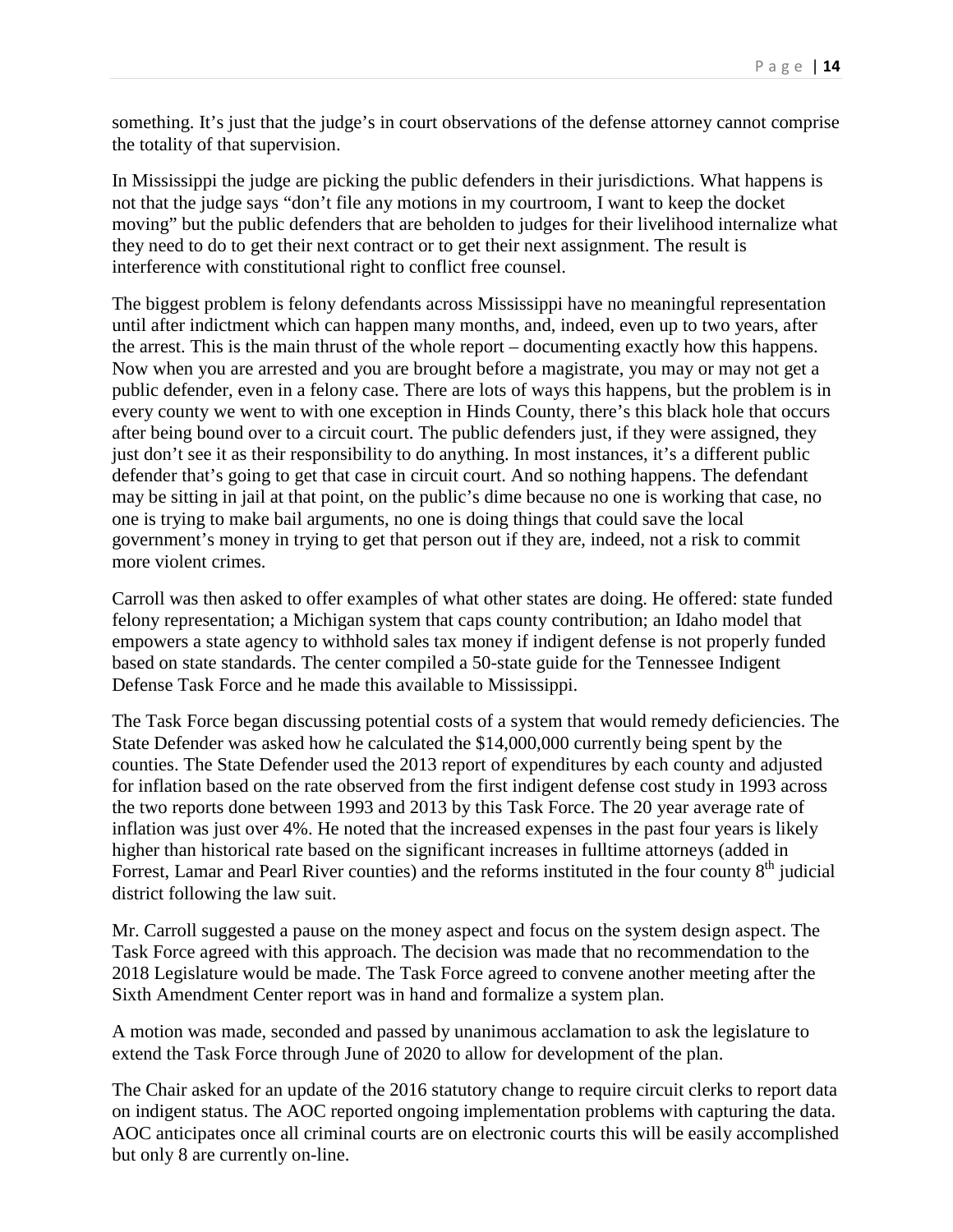something. It's just that the judge's in court observations of the defense attorney cannot comprise the totality of that supervision.

In Mississippi the judge are picking the public defenders in their jurisdictions. What happens is not that the judge says "don't file any motions in my courtroom, I want to keep the docket moving" but the public defenders that are beholden to judges for their livelihood internalize what they need to do to get their next contract or to get their next assignment. The result is interference with constitutional right to conflict free counsel.

The biggest problem is felony defendants across Mississippi have no meaningful representation until after indictment which can happen many months, and, indeed, even up to two years, after the arrest. This is the main thrust of the whole report – documenting exactly how this happens. Now when you are arrested and you are brought before a magistrate, you may or may not get a public defender, even in a felony case. There are lots of ways this happens, but the problem is in every county we went to with one exception in Hinds County, there's this black hole that occurs after being bound over to a circuit court. The public defenders just, if they were assigned, they just don't see it as their responsibility to do anything. In most instances, it's a different public defender that's going to get that case in circuit court. And so nothing happens. The defendant may be sitting in jail at that point, on the public's dime because no one is working that case, no one is trying to make bail arguments, no one is doing things that could save the local government's money in trying to get that person out if they are, indeed, not a risk to commit more violent crimes.

Carroll was then asked to offer examples of what other states are doing. He offered: state funded felony representation; a Michigan system that caps county contribution; an Idaho model that empowers a state agency to withhold sales tax money if indigent defense is not properly funded based on state standards. The center compiled a 50-state guide for the Tennessee Indigent Defense Task Force and he made this available to Mississippi.

The Task Force began discussing potential costs of a system that would remedy deficiencies. The State Defender was asked how he calculated the $14,000,000 currently being spent by the counties. The State Defender used the 2013 report of expenditures by each county and adjusted for inflation based on the rate observed from the first indigent defense cost study in 1993 across the two reports done between 1993 and 2013 by this Task Force. The 20 year average rate of inflation was just over 4%. He noted that the increased expenses in the past four years is likely higher than historical rate based on the significant increases in fulltime attorneys (added in Forrest, Lamar and Pearl River counties) and the reforms instituted in the four county 8th judicial district following the law suit.

Mr. Carroll suggested a pause on the money aspect and focus on the system design aspect. The Task Force agreed with this approach. The decision was made that no recommendation to the 2018 Legislature would be made. The Task Force agreed to convene another meeting after the Sixth Amendment Center report was in hand and formalize a system plan.

A motion was made, seconded and passed by unanimous acclamation to ask the legislature to extend the Task Force through June of 2020 to allow for development of the plan.

The Chair asked for an update of the 2016 statutory change to require circuit clerks to report data on indigent status. The AOC reported ongoing implementation problems with capturing the data. AOC anticipates once all criminal courts are on electronic courts this will be easily accomplished but only 8 are currently on-line.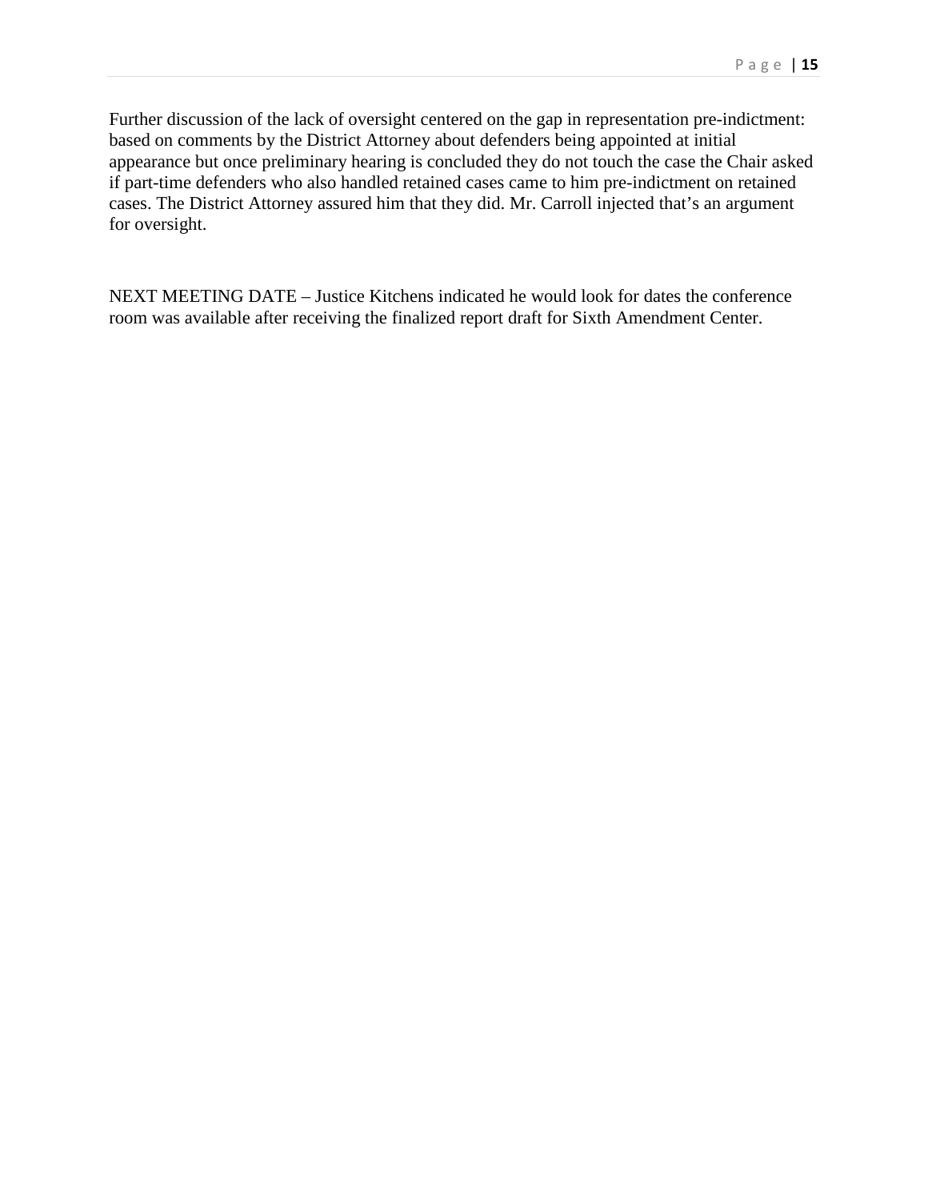Further discussion of the lack of oversight centered on the gap in representation pre-indictment: based on comments by the District Attorney about defenders being appointed at initial appearance but once preliminary hearing is concluded they do not touch the case the Chair asked if part-time defenders who also handled retained cases came to him pre-indictment on retained cases. The District Attorney assured him that they did. Mr. Carroll injected that's an argument for oversight.

NEXT MEETING DATE – Justice Kitchens indicated he would look for dates the conference room was available after receiving the finalized report draft for Sixth Amendment Center.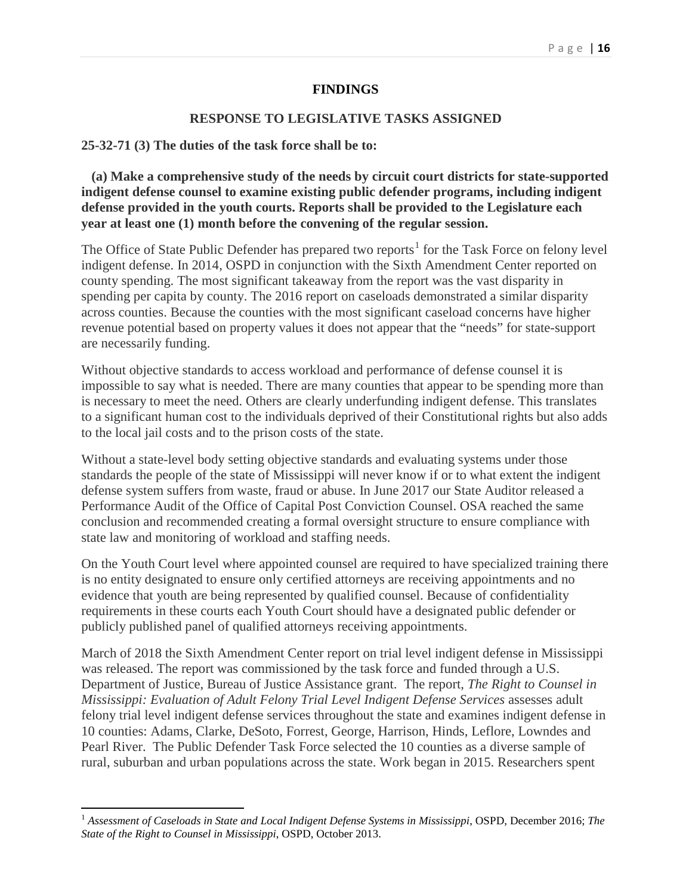## FINDINGS

### RESPONSE TO LEGISLATIVE TASKS ASSIGNED

**25-32-71 (3) The duties of the task force shall be to:**

**(a) Make a comprehensive study of the needs by circuit court districts for state-supported indigent defense counsel to examine existing public defender programs, including indigent defense provided in the youth courts. Reports shall be provided to the Legislature each year at least one (1) month before the convening of the regular session.**

The Office of State Public Defender has prepared two reports[1] for the Task Force on felony level indigent defense. In 2014, OSPD in conjunction with the Sixth Amendment Center reported on county spending. The most significant takeaway from the report was the vast disparity in spending per capita by county. The 2016 report on caseloads demonstrated a similar disparity across counties. Because the counties with the most significant caseload concerns have higher revenue potential based on property values it does not appear that the "needs" for state-support are necessarily funding.

Without objective standards to access workload and performance of defense counsel it is impossible to say what is needed. There are many counties that appear to be spending more than is necessary to meet the need. Others are clearly underfunding indigent defense. This translates to a significant human cost to the individuals deprived of their Constitutional rights but also adds to the local jail costs and to the prison costs of the state.

Without a state-level body setting objective standards and evaluating systems under those standards the people of the state of Mississippi will never know if or to what extent the indigent defense system suffers from waste, fraud or abuse. In June 2017 our State Auditor released a Performance Audit of the Office of Capital Post Conviction Counsel. OSA reached the same conclusion and recommended creating a formal oversight structure to ensure compliance with state law and monitoring of workload and staffing needs.

On the Youth Court level where appointed counsel are required to have specialized training there is no entity designated to ensure only certified attorneys are receiving appointments and no evidence that youth are being represented by qualified counsel. Because of confidentiality requirements in these courts each Youth Court should have a designated public defender or publicly published panel of qualified attorneys receiving appointments.

March of 2018 the Sixth Amendment Center report on trial level indigent defense in Mississippi was released. The report was commissioned by the task force and funded through a U.S. Department of Justice, Bureau of Justice Assistance grant. The report, *The Right to Counsel in Mississippi: Evaluation of Adult Felony Trial Level Indigent Defense Services* assesses adult felony trial level indigent defense services throughout the state and examines indigent defense in 10 counties: Adams, Clarke, DeSoto, Forrest, George, Harrison, Hinds, Leflore, Lowndes and Pearl River. The Public Defender Task Force selected the 10 counties as a diverse sample of rural, suburban and urban populations across the state. Work began in 2015. Researchers spent

[1] *Assessment of Caseloads in State and Local Indigent Defense Systems in Mississippi*, OSPD, December 2016; *The State of the Right to Counsel in Mississippi*, OSPD, October 2013.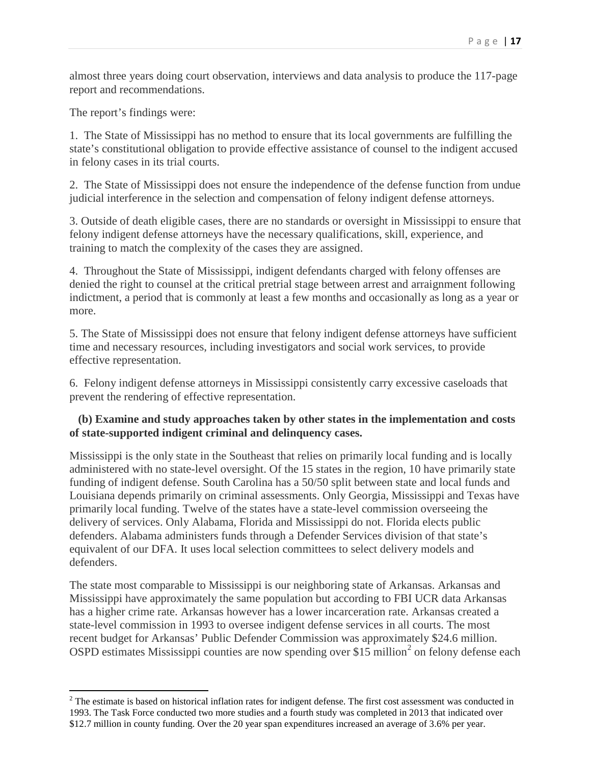almost three years doing court observation, interviews and data analysis to produce the 117-page report and recommendations.

The report's findings were:

1. The State of Mississippi has no method to ensure that its local governments are fulfilling the state's constitutional obligation to provide effective assistance of counsel to the indigent accused in felony cases in its trial courts.

2. The State of Mississippi does not ensure the independence of the defense function from undue judicial interference in the selection and compensation of felony indigent defense attorneys.

3. Outside of death eligible cases, there are no standards or oversight in Mississippi to ensure that felony indigent defense attorneys have the necessary qualifications, skill, experience, and training to match the complexity of the cases they are assigned.

4. Throughout the State of Mississippi, indigent defendants charged with felony offenses are denied the right to counsel at the critical pretrial stage between arrest and arraignment following indictment, a period that is commonly at least a few months and occasionally as long as a year or more.

5. The State of Mississippi does not ensure that felony indigent defense attorneys have sufficient time and necessary resources, including investigators and social work services, to provide effective representation.

6. Felony indigent defense attorneys in Mississippi consistently carry excessive caseloads that prevent the rendering of effective representation.

**(b) Examine and study approaches taken by other states in the implementation and costs of state-supported indigent criminal and delinquency cases.**

Mississippi is the only state in the Southeast that relies on primarily local funding and is locally administered with no state-level oversight. Of the 15 states in the region, 10 have primarily state funding of indigent defense. South Carolina has a 50/50 split between state and local funds and Louisiana depends primarily on criminal assessments. Only Georgia, Mississippi and Texas have primarily local funding. Twelve of the states have a state-level commission overseeing the delivery of services. Only Alabama, Florida and Mississippi do not. Florida elects public defenders. Alabama administers funds through a Defender Services division of that state's equivalent of our DFA. It uses local selection committees to select delivery models and defenders.

The state most comparable to Mississippi is our neighboring state of Arkansas. Arkansas and Mississippi have approximately the same population but according to FBI UCR data Arkansas has a higher crime rate. Arkansas however has a lower incarceration rate. Arkansas created a state-level commission in 1993 to oversee indigent defense services in all courts. The most recent budget for Arkansas' Public Defender Commission was approximately $24.6 million. OSPD estimates Mississippi counties are now spending over $15 million[2] on felony defense each

[2] The estimate is based on historical inflation rates for indigent defense. The first cost assessment was conducted in 1993. The Task Force conducted two more studies and a fourth study was completed in 2013 that indicated over $12.7 million in county funding. Over the 20 year span expenditures increased an average of 3.6% per year.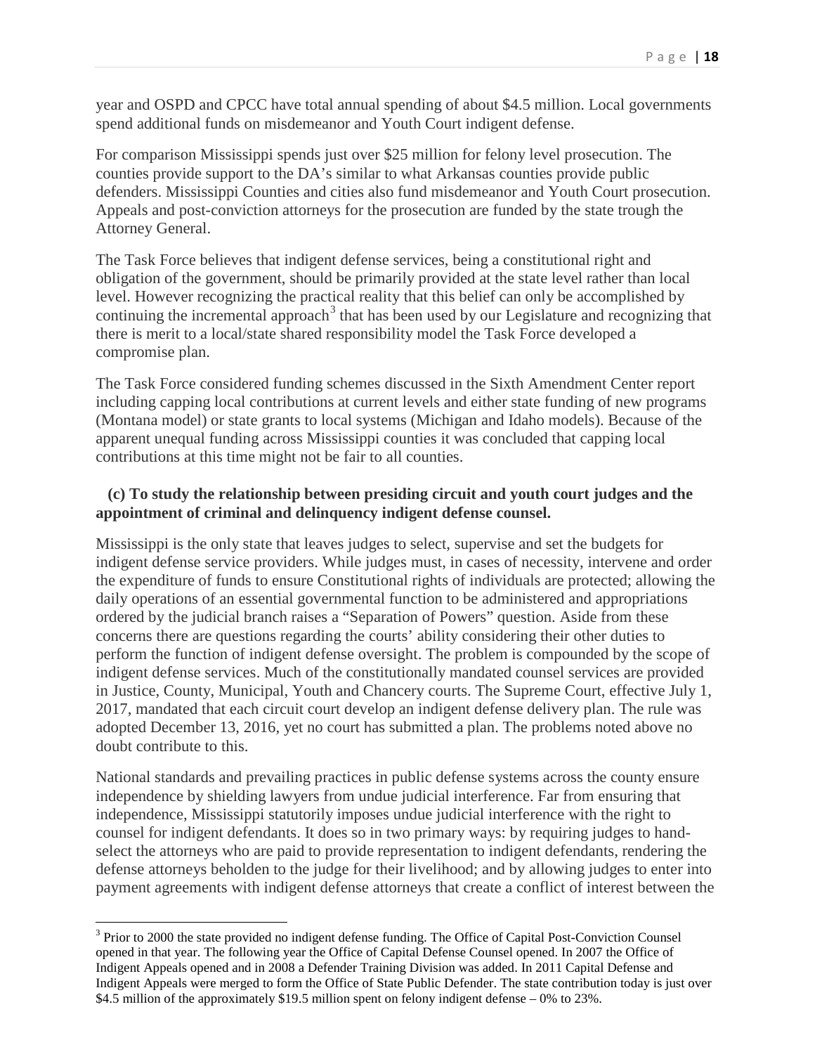year and OSPD and CPCC have total annual spending of about $4.5 million. Local governments spend additional funds on misdemeanor and Youth Court indigent defense.

For comparison Mississippi spends just over $25 million for felony level prosecution. The counties provide support to the DA's similar to what Arkansas counties provide public defenders. Mississippi Counties and cities also fund misdemeanor and Youth Court prosecution. Appeals and post-conviction attorneys for the prosecution are funded by the state trough the Attorney General.

The Task Force believes that indigent defense services, being a constitutional right and obligation of the government, should be primarily provided at the state level rather than local level. However recognizing the practical reality that this belief can only be accomplished by continuing the incremental approach[3] that has been used by our Legislature and recognizing that there is merit to a local/state shared responsibility model the Task Force developed a compromise plan.

The Task Force considered funding schemes discussed in the Sixth Amendment Center report including capping local contributions at current levels and either state funding of new programs (Montana model) or state grants to local systems (Michigan and Idaho models). Because of the apparent unequal funding across Mississippi counties it was concluded that capping local contributions at this time might not be fair to all counties.

**(c) To study the relationship between presiding circuit and youth court judges and the appointment of criminal and delinquency indigent defense counsel.**

Mississippi is the only state that leaves judges to select, supervise and set the budgets for indigent defense service providers. While judges must, in cases of necessity, intervene and order the expenditure of funds to ensure Constitutional rights of individuals are protected; allowing the daily operations of an essential governmental function to be administered and appropriations ordered by the judicial branch raises a "Separation of Powers" question. Aside from these concerns there are questions regarding the courts' ability considering their other duties to perform the function of indigent defense oversight. The problem is compounded by the scope of indigent defense services. Much of the constitutionally mandated counsel services are provided in Justice, County, Municipal, Youth and Chancery courts. The Supreme Court, effective July 1, 2017, mandated that each circuit court develop an indigent defense delivery plan. The rule was adopted December 13, 2016, yet no court has submitted a plan. The problems noted above no doubt contribute to this.

National standards and prevailing practices in public defense systems across the county ensure independence by shielding lawyers from undue judicial interference. Far from ensuring that independence, Mississippi statutorily imposes undue judicial interference with the right to counsel for indigent defendants. It does so in two primary ways: by requiring judges to hand-select the attorneys who are paid to provide representation to indigent defendants, rendering the defense attorneys beholden to the judge for their livelihood; and by allowing judges to enter into payment agreements with indigent defense attorneys that create a conflict of interest between the

[3] Prior to 2000 the state provided no indigent defense funding. The Office of Capital Post-Conviction Counsel opened in that year. The following year the Office of Capital Defense Counsel opened. In 2007 the Office of Indigent Appeals opened and in 2008 a Defender Training Division was added. In 2011 Capital Defense and Indigent Appeals were merged to form the Office of State Public Defender. The state contribution today is just over $4.5 million of the approximately $19.5 million spent on felony indigent defense – 0% to 23%.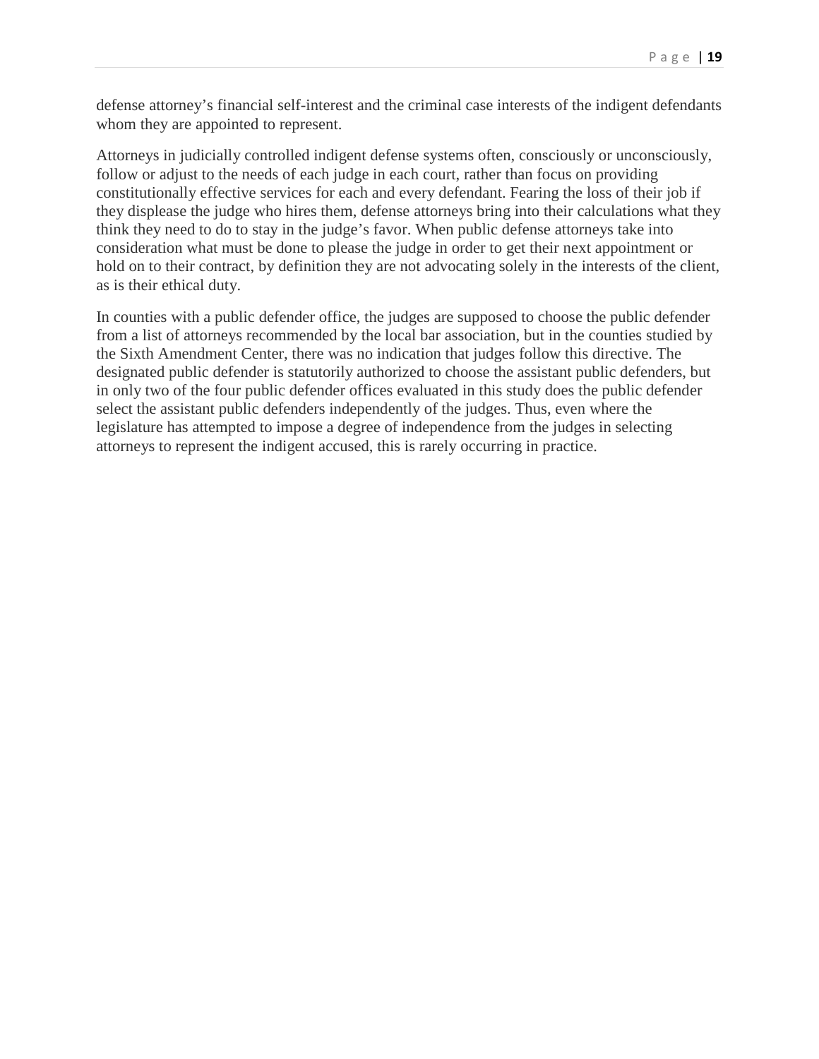defense attorney's financial self-interest and the criminal case interests of the indigent defendants whom they are appointed to represent.

Attorneys in judicially controlled indigent defense systems often, consciously or unconsciously, follow or adjust to the needs of each judge in each court, rather than focus on providing constitutionally effective services for each and every defendant. Fearing the loss of their job if they displease the judge who hires them, defense attorneys bring into their calculations what they think they need to do to stay in the judge's favor. When public defense attorneys take into consideration what must be done to please the judge in order to get their next appointment or hold on to their contract, by definition they are not advocating solely in the interests of the client, as is their ethical duty.

In counties with a public defender office, the judges are supposed to choose the public defender from a list of attorneys recommended by the local bar association, but in the counties studied by the Sixth Amendment Center, there was no indication that judges follow this directive. The designated public defender is statutorily authorized to choose the assistant public defenders, but in only two of the four public defender offices evaluated in this study does the public defender select the assistant public defenders independently of the judges. Thus, even where the legislature has attempted to impose a degree of independence from the judges in selecting attorneys to represent the indigent accused, this is rarely occurring in practice.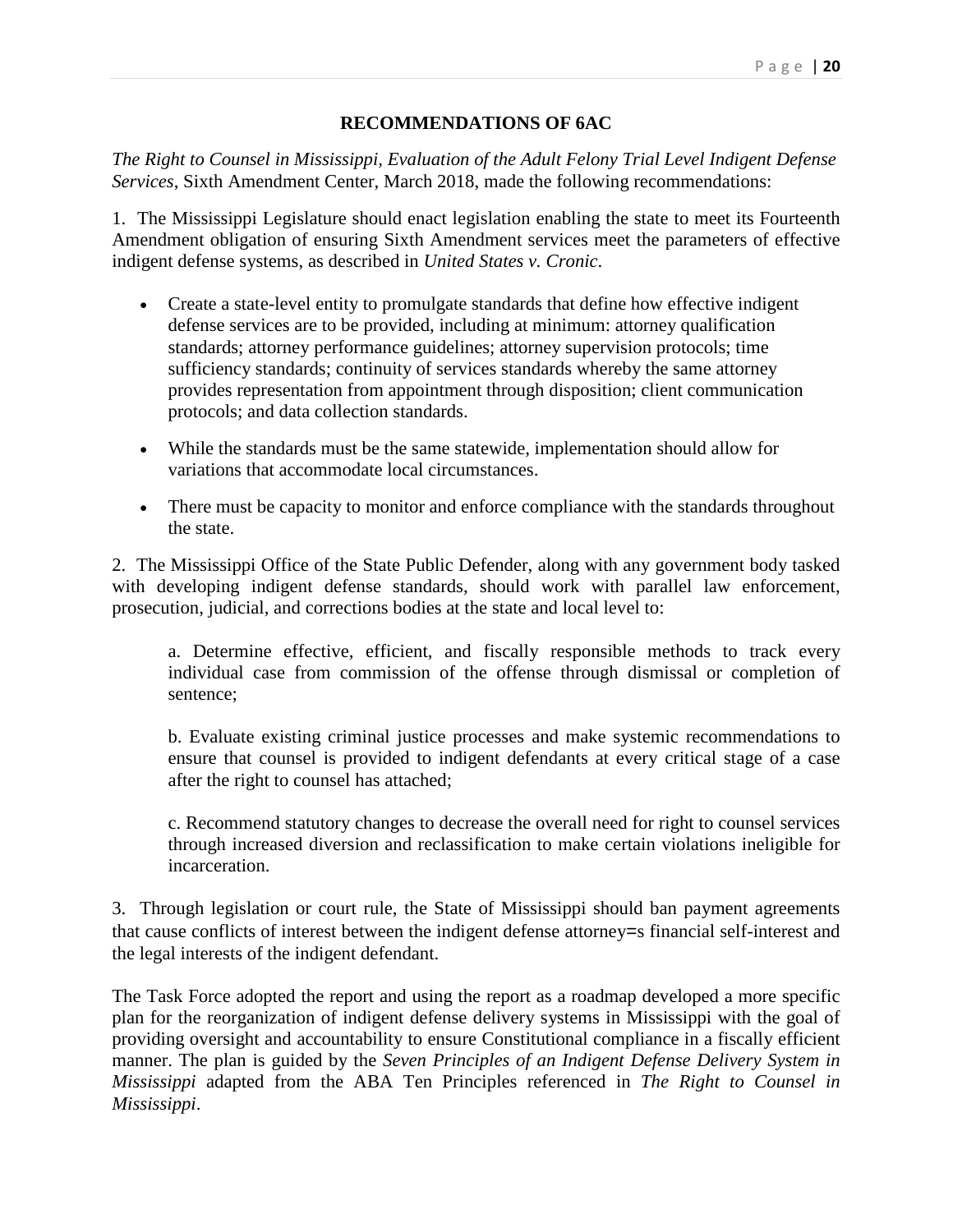## RECOMMENDATIONS OF 6AC

*The Right to Counsel in Mississippi, Evaluation of the Adult Felony Trial Level Indigent Defense Services*, Sixth Amendment Center, March 2018, made the following recommendations:

1. The Mississippi Legislature should enact legislation enabling the state to meet its Fourteenth Amendment obligation of ensuring Sixth Amendment services meet the parameters of effective indigent defense systems, as described in *United States v. Cronic*.

- Create a state-level entity to promulgate standards that define how effective indigent defense services are to be provided, including at minimum: attorney qualification standards; attorney performance guidelines; attorney supervision protocols; time sufficiency standards; continuity of services standards whereby the same attorney provides representation from appointment through disposition; client communication protocols; and data collection standards.
- While the standards must be the same statewide, implementation should allow for variations that accommodate local circumstances.
- There must be capacity to monitor and enforce compliance with the standards throughout the state.

2. The Mississippi Office of the State Public Defender, along with any government body tasked with developing indigent defense standards, should work with parallel law enforcement, prosecution, judicial, and corrections bodies at the state and local level to:

a. Determine effective, efficient, and fiscally responsible methods to track every individual case from commission of the offense through dismissal or completion of sentence;

b. Evaluate existing criminal justice processes and make systemic recommendations to ensure that counsel is provided to indigent defendants at every critical stage of a case after the right to counsel has attached;

c. Recommend statutory changes to decrease the overall need for right to counsel services through increased diversion and reclassification to make certain violations ineligible for incarceration.

3. Through legislation or court rule, the State of Mississippi should ban payment agreements that cause conflicts of interest between the indigent defense attorney=s financial self-interest and the legal interests of the indigent defendant.

The Task Force adopted the report and using the report as a roadmap developed a more specific plan for the reorganization of indigent defense delivery systems in Mississippi with the goal of providing oversight and accountability to ensure Constitutional compliance in a fiscally efficient manner. The plan is guided by the *Seven Principles of an Indigent Defense Delivery System in Mississippi* adapted from the ABA Ten Principles referenced in *The Right to Counsel in Mississippi*.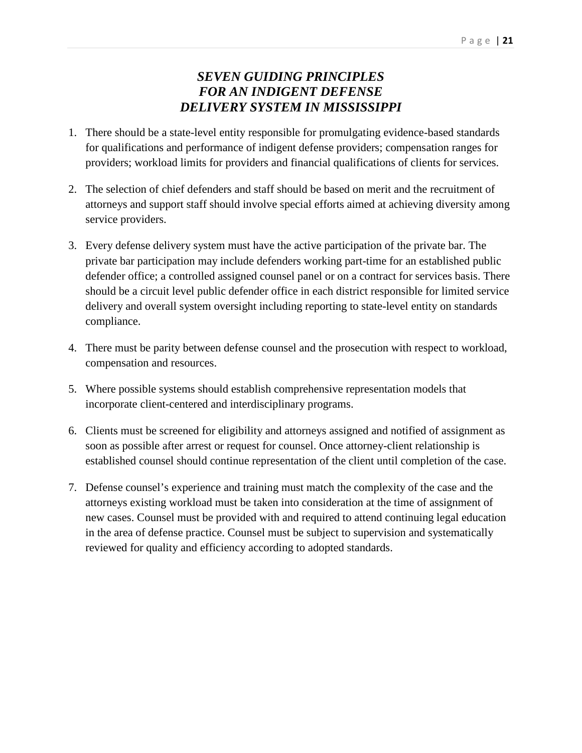## *SEVEN GUIDING PRINCIPLES FOR AN INDIGENT DEFENSE DELIVERY SYSTEM IN MISSISSIPPI*

1. There should be a state-level entity responsible for promulgating evidence-based standards for qualifications and performance of indigent defense providers; compensation ranges for providers; workload limits for providers and financial qualifications of clients for services.

2. The selection of chief defenders and staff should be based on merit and the recruitment of attorneys and support staff should involve special efforts aimed at achieving diversity among service providers.

3. Every defense delivery system must have the active participation of the private bar. The private bar participation may include defenders working part-time for an established public defender office; a controlled assigned counsel panel or on a contract for services basis. There should be a circuit level public defender office in each district responsible for limited service delivery and overall system oversight including reporting to state-level entity on standards compliance.

4. There must be parity between defense counsel and the prosecution with respect to workload, compensation and resources.

5. Where possible systems should establish comprehensive representation models that incorporate client-centered and interdisciplinary programs.

6. Clients must be screened for eligibility and attorneys assigned and notified of assignment as soon as possible after arrest or request for counsel. Once attorney-client relationship is established counsel should continue representation of the client until completion of the case.

7. Defense counsel's experience and training must match the complexity of the case and the attorneys existing workload must be taken into consideration at the time of assignment of new cases. Counsel must be provided with and required to attend continuing legal education in the area of defense practice. Counsel must be subject to supervision and systematically reviewed for quality and efficiency according to adopted standards.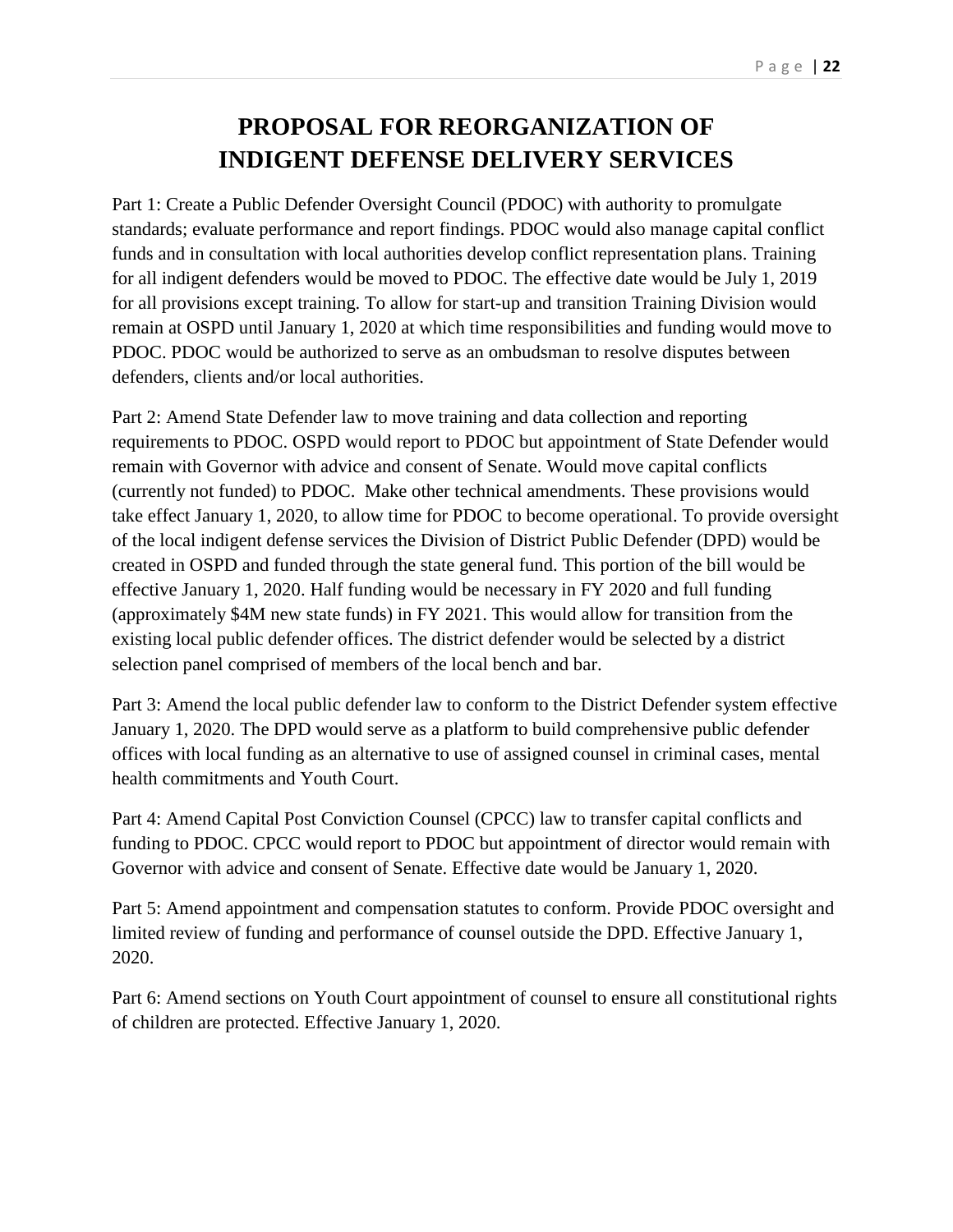# PROPOSAL FOR REORGANIZATION OF INDIGENT DEFENSE DELIVERY SERVICES

Part 1: Create a Public Defender Oversight Council (PDOC) with authority to promulgate standards; evaluate performance and report findings. PDOC would also manage capital conflict funds and in consultation with local authorities develop conflict representation plans. Training for all indigent defenders would be moved to PDOC. The effective date would be July 1, 2019 for all provisions except training. To allow for start-up and transition Training Division would remain at OSPD until January 1, 2020 at which time responsibilities and funding would move to PDOC. PDOC would be authorized to serve as an ombudsman to resolve disputes between defenders, clients and/or local authorities.

Part 2: Amend State Defender law to move training and data collection and reporting requirements to PDOC. OSPD would report to PDOC but appointment of State Defender would remain with Governor with advice and consent of Senate. Would move capital conflicts (currently not funded) to PDOC. Make other technical amendments. These provisions would take effect January 1, 2020, to allow time for PDOC to become operational. To provide oversight of the local indigent defense services the Division of District Public Defender (DPD) would be created in OSPD and funded through the state general fund. This portion of the bill would be effective January 1, 2020. Half funding would be necessary in FY 2020 and full funding (approximately $4M new state funds) in FY 2021. This would allow for transition from the existing local public defender offices. The district defender would be selected by a district selection panel comprised of members of the local bench and bar.

Part 3: Amend the local public defender law to conform to the District Defender system effective January 1, 2020. The DPD would serve as a platform to build comprehensive public defender offices with local funding as an alternative to use of assigned counsel in criminal cases, mental health commitments and Youth Court.

Part 4: Amend Capital Post Conviction Counsel (CPCC) law to transfer capital conflicts and funding to PDOC. CPCC would report to PDOC but appointment of director would remain with Governor with advice and consent of Senate. Effective date would be January 1, 2020.

Part 5: Amend appointment and compensation statutes to conform. Provide PDOC oversight and limited review of funding and performance of counsel outside the DPD. Effective January 1, 2020.

Part 6: Amend sections on Youth Court appointment of counsel to ensure all constitutional rights of children are protected. Effective January 1, 2020.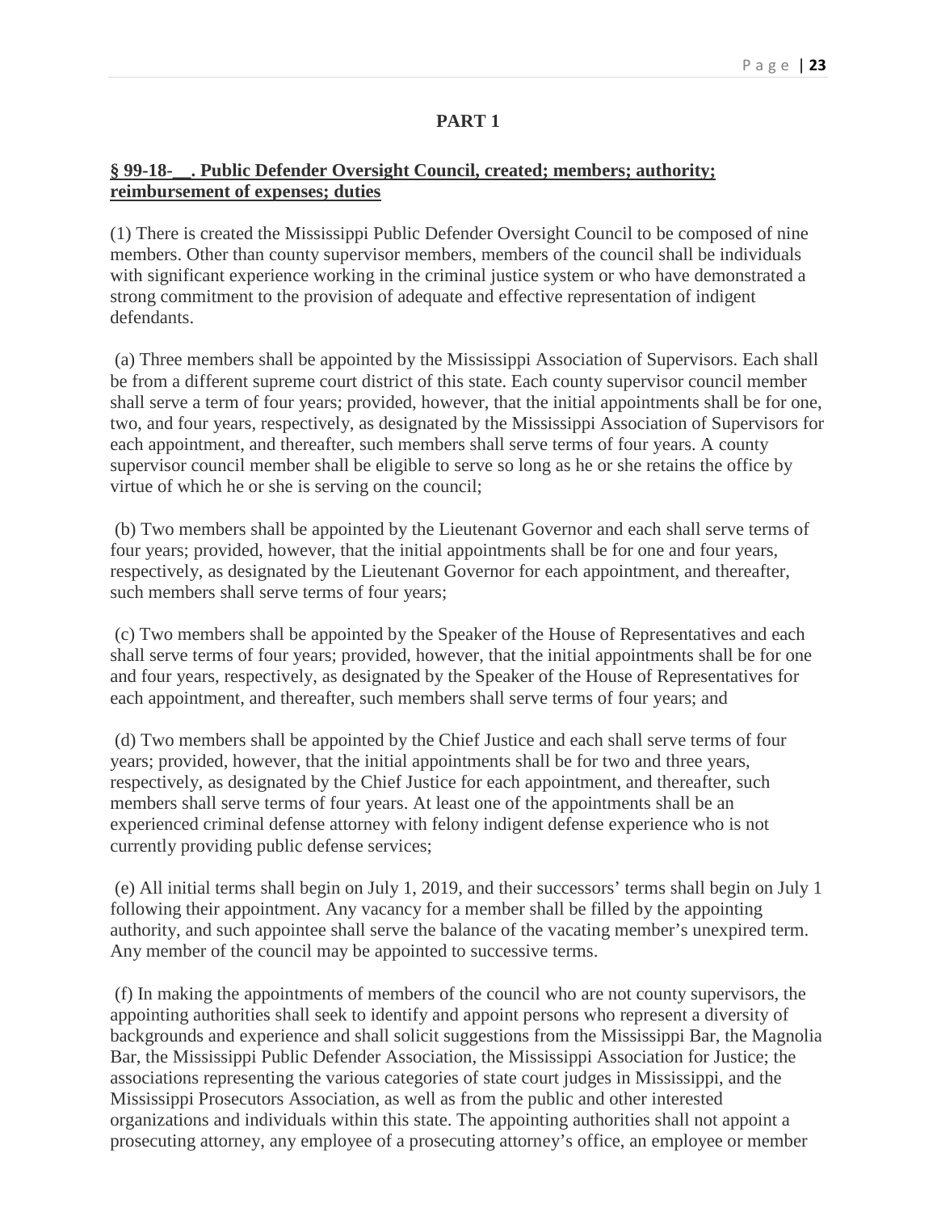## PART 1

**§ 99-18-__. Public Defender Oversight Council, created; members; authority; reimbursement of expenses; duties**

(1) There is created the Mississippi Public Defender Oversight Council to be composed of nine members. Other than county supervisor members, members of the council shall be individuals with significant experience working in the criminal justice system or who have demonstrated a strong commitment to the provision of adequate and effective representation of indigent defendants.

(a) Three members shall be appointed by the Mississippi Association of Supervisors. Each shall be from a different supreme court district of this state. Each county supervisor council member shall serve a term of four years; provided, however, that the initial appointments shall be for one, two, and four years, respectively, as designated by the Mississippi Association of Supervisors for each appointment, and thereafter, such members shall serve terms of four years. A county supervisor council member shall be eligible to serve so long as he or she retains the office by virtue of which he or she is serving on the council;

(b) Two members shall be appointed by the Lieutenant Governor and each shall serve terms of four years; provided, however, that the initial appointments shall be for one and four years, respectively, as designated by the Lieutenant Governor for each appointment, and thereafter, such members shall serve terms of four years;

(c) Two members shall be appointed by the Speaker of the House of Representatives and each shall serve terms of four years; provided, however, that the initial appointments shall be for one and four years, respectively, as designated by the Speaker of the House of Representatives for each appointment, and thereafter, such members shall serve terms of four years; and

(d) Two members shall be appointed by the Chief Justice and each shall serve terms of four years; provided, however, that the initial appointments shall be for two and three years, respectively, as designated by the Chief Justice for each appointment, and thereafter, such members shall serve terms of four years. At least one of the appointments shall be an experienced criminal defense attorney with felony indigent defense experience who is not currently providing public defense services;

(e) All initial terms shall begin on July 1, 2019, and their successors' terms shall begin on July 1 following their appointment. Any vacancy for a member shall be filled by the appointing authority, and such appointee shall serve the balance of the vacating member's unexpired term. Any member of the council may be appointed to successive terms.

(f) In making the appointments of members of the council who are not county supervisors, the appointing authorities shall seek to identify and appoint persons who represent a diversity of backgrounds and experience and shall solicit suggestions from the Mississippi Bar, the Magnolia Bar, the Mississippi Public Defender Association, the Mississippi Association for Justice; the associations representing the various categories of state court judges in Mississippi, and the Mississippi Prosecutors Association, as well as from the public and other interested organizations and individuals within this state. The appointing authorities shall not appoint a prosecuting attorney, any employee of a prosecuting attorney's office, an employee or member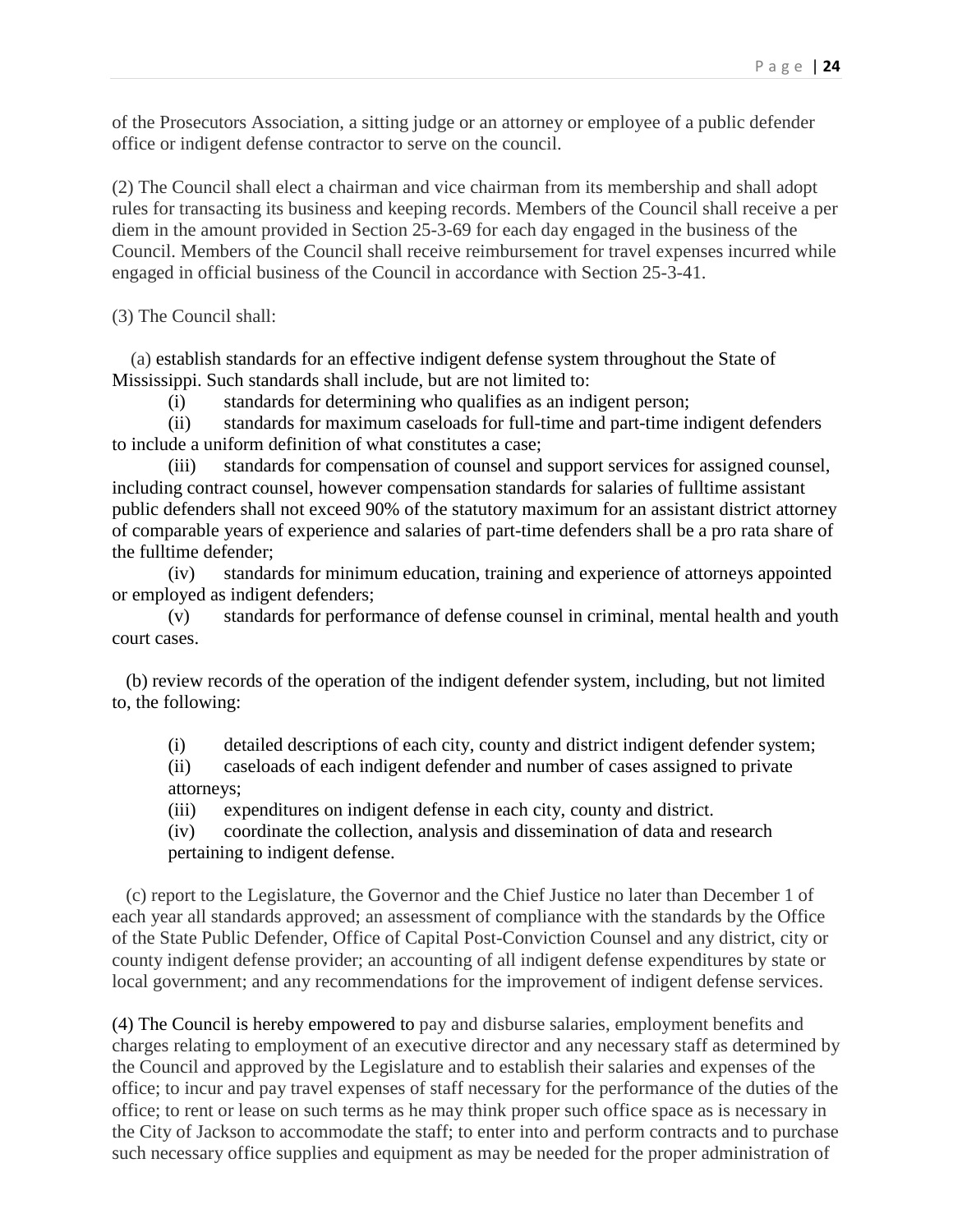of the Prosecutors Association, a sitting judge or an attorney or employee of a public defender office or indigent defense contractor to serve on the council.

(2) The Council shall elect a chairman and vice chairman from its membership and shall adopt rules for transacting its business and keeping records. Members of the Council shall receive a per diem in the amount provided in Section 25-3-69 for each day engaged in the business of the Council. Members of the Council shall receive reimbursement for travel expenses incurred while engaged in official business of the Council in accordance with Section 25-3-41.

(3) The Council shall:

(a) establish standards for an effective indigent defense system throughout the State of Mississippi. Such standards shall include, but are not limited to:

(i) standards for determining who qualifies as an indigent person;

(ii) standards for maximum caseloads for full-time and part-time indigent defenders to include a uniform definition of what constitutes a case;

(iii) standards for compensation of counsel and support services for assigned counsel, including contract counsel, however compensation standards for salaries of fulltime assistant public defenders shall not exceed 90% of the statutory maximum for an assistant district attorney of comparable years of experience and salaries of part-time defenders shall be a pro rata share of the fulltime defender;

(iv) standards for minimum education, training and experience of attorneys appointed or employed as indigent defenders;

(v) standards for performance of defense counsel in criminal, mental health and youth court cases.

(b) review records of the operation of the indigent defender system, including, but not limited to, the following:

(i) detailed descriptions of each city, county and district indigent defender system;

(ii) caseloads of each indigent defender and number of cases assigned to private attorneys;

(iii) expenditures on indigent defense in each city, county and district.

(iv) coordinate the collection, analysis and dissemination of data and research pertaining to indigent defense.

(c) report to the Legislature, the Governor and the Chief Justice no later than December 1 of each year all standards approved; an assessment of compliance with the standards by the Office of the State Public Defender, Office of Capital Post-Conviction Counsel and any district, city or county indigent defense provider; an accounting of all indigent defense expenditures by state or local government; and any recommendations for the improvement of indigent defense services.

(4) The Council is hereby empowered to pay and disburse salaries, employment benefits and charges relating to employment of an executive director and any necessary staff as determined by the Council and approved by the Legislature and to establish their salaries and expenses of the office; to incur and pay travel expenses of staff necessary for the performance of the duties of the office; to rent or lease on such terms as he may think proper such office space as is necessary in the City of Jackson to accommodate the staff; to enter into and perform contracts and to purchase such necessary office supplies and equipment as may be needed for the proper administration of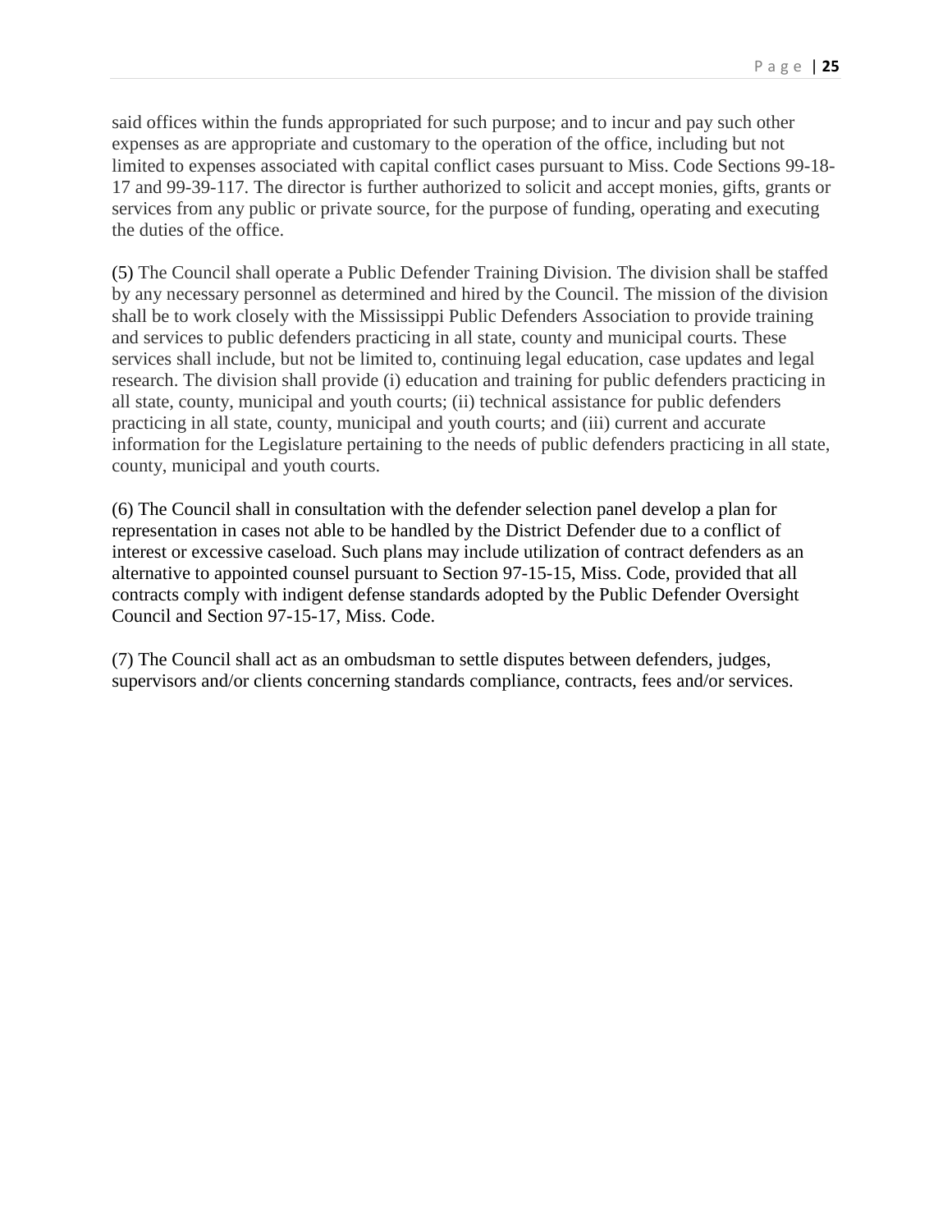said offices within the funds appropriated for such purpose; and to incur and pay such other expenses as are appropriate and customary to the operation of the office, including but not limited to expenses associated with capital conflict cases pursuant to Miss. Code Sections 99-18-17 and 99-39-117. The director is further authorized to solicit and accept monies, gifts, grants or services from any public or private source, for the purpose of funding, operating and executing the duties of the office.

(5) The Council shall operate a Public Defender Training Division. The division shall be staffed by any necessary personnel as determined and hired by the Council. The mission of the division shall be to work closely with the Mississippi Public Defenders Association to provide training and services to public defenders practicing in all state, county and municipal courts. These services shall include, but not be limited to, continuing legal education, case updates and legal research. The division shall provide (i) education and training for public defenders practicing in all state, county, municipal and youth courts; (ii) technical assistance for public defenders practicing in all state, county, municipal and youth courts; and (iii) current and accurate information for the Legislature pertaining to the needs of public defenders practicing in all state, county, municipal and youth courts.

(6) The Council shall in consultation with the defender selection panel develop a plan for representation in cases not able to be handled by the District Defender due to a conflict of interest or excessive caseload. Such plans may include utilization of contract defenders as an alternative to appointed counsel pursuant to Section 97-15-15, Miss. Code, provided that all contracts comply with indigent defense standards adopted by the Public Defender Oversight Council and Section 97-15-17, Miss. Code.

(7) The Council shall act as an ombudsman to settle disputes between defenders, judges, supervisors and/or clients concerning standards compliance, contracts, fees and/or services.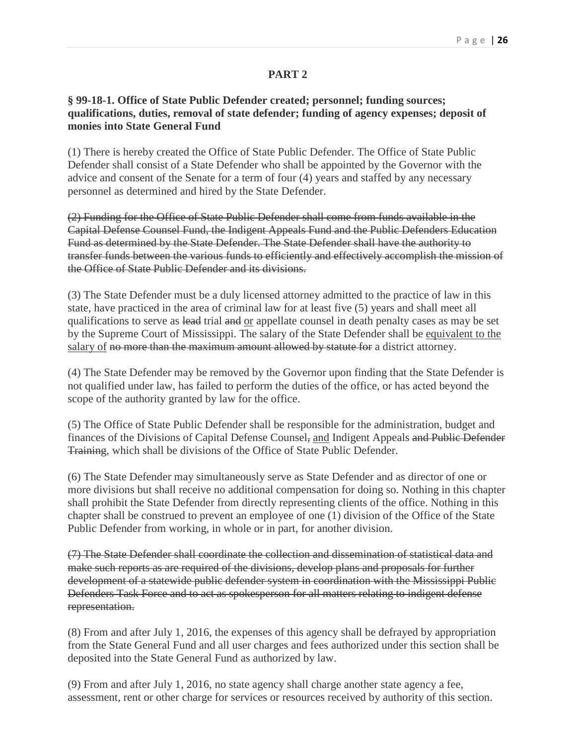## PART 2

**§ 99-18-1. Office of State Public Defender created; personnel; funding sources; qualifications, duties, removal of state defender; funding of agency expenses; deposit of monies into State General Fund**

(1) There is hereby created the Office of State Public Defender. The Office of State Public Defender shall consist of a State Defender who shall be appointed by the Governor with the advice and consent of the Senate for a term of four (4) years and staffed by any necessary personnel as determined and hired by the State Defender.

~~(2) Funding for the Office of State Public Defender shall come from funds available in the Capital Defense Counsel Fund, the Indigent Appeals Fund and the Public Defenders Education Fund as determined by the State Defender. The State Defender shall have the authority to transfer funds between the various funds to efficiently and effectively accomplish the mission of the Office of State Public Defender and its divisions.~~

(3) The State Defender must be a duly licensed attorney admitted to the practice of law in this state, have practiced in the area of criminal law for at least five (5) years and shall meet all qualifications to serve as ~~lead~~ trial ~~and~~ <u>or</u> appellate counsel in death penalty cases as may be set by the Supreme Court of Mississippi. The salary of the State Defender shall be <u>equivalent to the salary of</u> ~~no more than the maximum amount allowed by statute for~~ a district attorney.

(4) The State Defender may be removed by the Governor upon finding that the State Defender is not qualified under law, has failed to perform the duties of the office, or has acted beyond the scope of the authority granted by law for the office.

(5) The Office of State Public Defender shall be responsible for the administration, budget and finances of the Divisions of Capital Defense Counsel~~,~~ <u>and</u> Indigent Appeals ~~and Public Defender Training~~, which shall be divisions of the Office of State Public Defender.

(6) The State Defender may simultaneously serve as State Defender and as director of one or more divisions but shall receive no additional compensation for doing so. Nothing in this chapter shall prohibit the State Defender from directly representing clients of the office. Nothing in this chapter shall be construed to prevent an employee of one (1) division of the Office of the State Public Defender from working, in whole or in part, for another division.

~~(7) The State Defender shall coordinate the collection and dissemination of statistical data and make such reports as are required of the divisions, develop plans and proposals for further development of a statewide public defender system in coordination with the Mississippi Public Defenders Task Force and to act as spokesperson for all matters relating to indigent defense representation.~~

(8) From and after July 1, 2016, the expenses of this agency shall be defrayed by appropriation from the State General Fund and all user charges and fees authorized under this section shall be deposited into the State General Fund as authorized by law.

(9) From and after July 1, 2016, no state agency shall charge another state agency a fee, assessment, rent or other charge for services or resources received by authority of this section.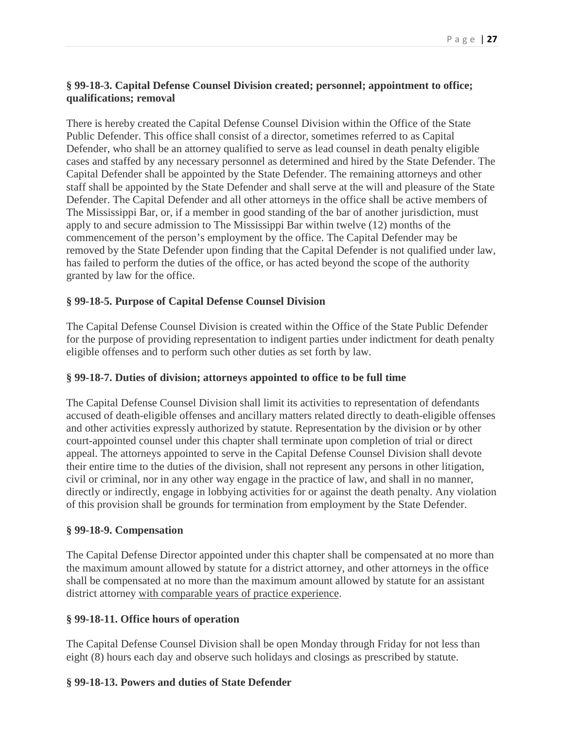### § 99-18-3. Capital Defense Counsel Division created; personnel; appointment to office; qualifications; removal

There is hereby created the Capital Defense Counsel Division within the Office of the State Public Defender. This office shall consist of a director, sometimes referred to as Capital Defender, who shall be an attorney qualified to serve as lead counsel in death penalty eligible cases and staffed by any necessary personnel as determined and hired by the State Defender. The Capital Defender shall be appointed by the State Defender. The remaining attorneys and other staff shall be appointed by the State Defender and shall serve at the will and pleasure of the State Defender. The Capital Defender and all other attorneys in the office shall be active members of The Mississippi Bar, or, if a member in good standing of the bar of another jurisdiction, must apply to and secure admission to The Mississippi Bar within twelve (12) months of the commencement of the person's employment by the office. The Capital Defender may be removed by the State Defender upon finding that the Capital Defender is not qualified under law, has failed to perform the duties of the office, or has acted beyond the scope of the authority granted by law for the office.

### § 99-18-5. Purpose of Capital Defense Counsel Division

The Capital Defense Counsel Division is created within the Office of the State Public Defender for the purpose of providing representation to indigent parties under indictment for death penalty eligible offenses and to perform such other duties as set forth by law.

### § 99-18-7. Duties of division; attorneys appointed to office to be full time

The Capital Defense Counsel Division shall limit its activities to representation of defendants accused of death-eligible offenses and ancillary matters related directly to death-eligible offenses and other activities expressly authorized by statute. Representation by the division or by other court-appointed counsel under this chapter shall terminate upon completion of trial or direct appeal. The attorneys appointed to serve in the Capital Defense Counsel Division shall devote their entire time to the duties of the division, shall not represent any persons in other litigation, civil or criminal, nor in any other way engage in the practice of law, and shall in no manner, directly or indirectly, engage in lobbying activities for or against the death penalty. Any violation of this provision shall be grounds for termination from employment by the State Defender.

### § 99-18-9. Compensation

The Capital Defense Director appointed under this chapter shall be compensated at no more than the maximum amount allowed by statute for a district attorney, and other attorneys in the office shall be compensated at no more than the maximum amount allowed by statute for an assistant district attorney <u>with comparable years of practice experience</u>.

### § 99-18-11. Office hours of operation

The Capital Defense Counsel Division shall be open Monday through Friday for not less than eight (8) hours each day and observe such holidays and closings as prescribed by statute.

### § 99-18-13. Powers and duties of State Defender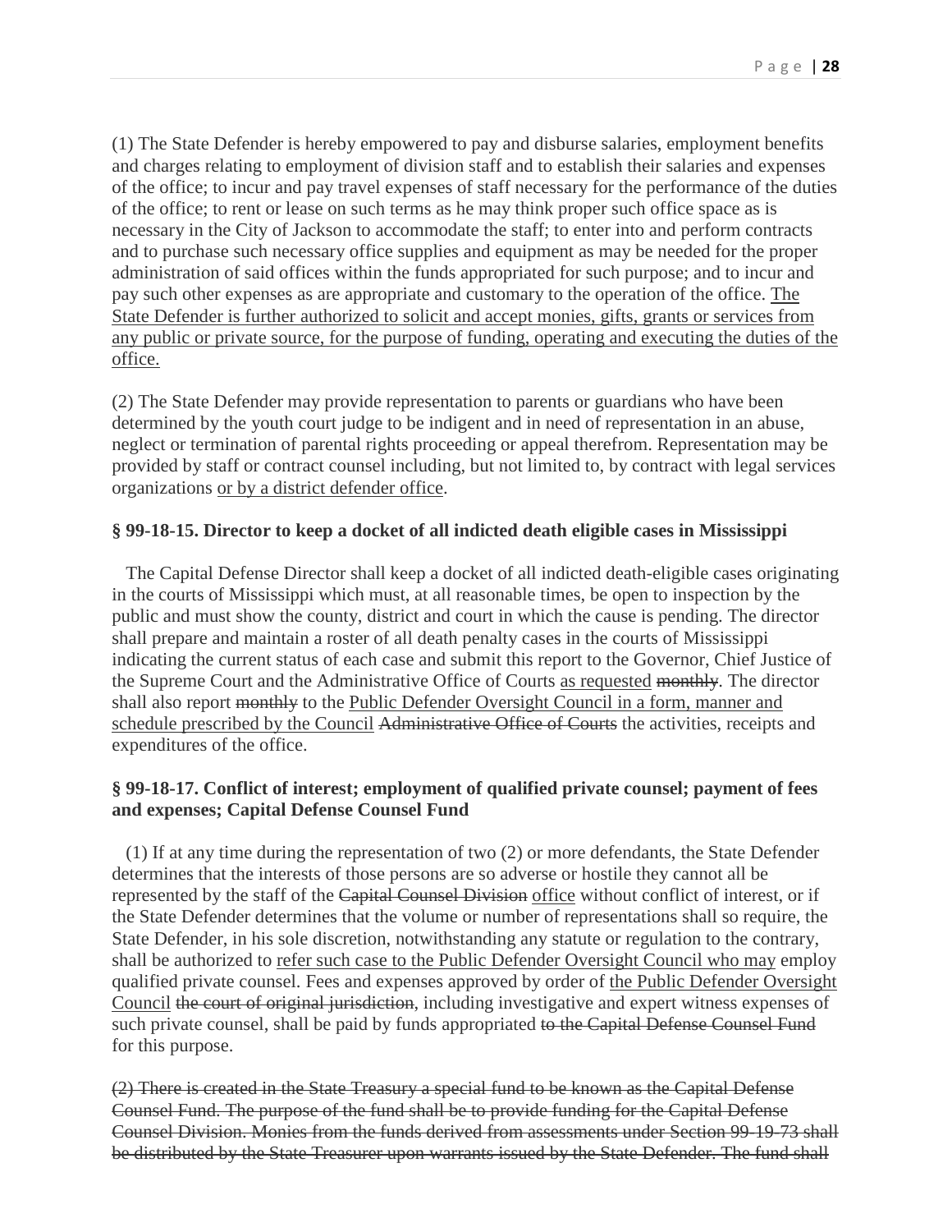(1) The State Defender is hereby empowered to pay and disburse salaries, employment benefits and charges relating to employment of division staff and to establish their salaries and expenses of the office; to incur and pay travel expenses of staff necessary for the performance of the duties of the office; to rent or lease on such terms as he may think proper such office space as is necessary in the City of Jackson to accommodate the staff; to enter into and perform contracts and to purchase such necessary office supplies and equipment as may be needed for the proper administration of said offices within the funds appropriated for such purpose; and to incur and pay such other expenses as are appropriate and customary to the operation of the office. <u>The State Defender is further authorized to solicit and accept monies, gifts, grants or services from any public or private source, for the purpose of funding, operating and executing the duties of the office.</u>

(2) The State Defender may provide representation to parents or guardians who have been determined by the youth court judge to be indigent and in need of representation in an abuse, neglect or termination of parental rights proceeding or appeal therefrom. Representation may be provided by staff or contract counsel including, but not limited to, by contract with legal services organizations <u>or by a district defender office</u>.

**§ 99-18-15. Director to keep a docket of all indicted death eligible cases in Mississippi**

The Capital Defense Director shall keep a docket of all indicted death-eligible cases originating in the courts of Mississippi which must, at all reasonable times, be open to inspection by the public and must show the county, district and court in which the cause is pending. The director shall prepare and maintain a roster of all death penalty cases in the courts of Mississippi indicating the current status of each case and submit this report to the Governor, Chief Justice of the Supreme Court and the Administrative Office of Courts <u>as requested</u> ~~monthly~~. The director shall also report ~~monthly~~ to the <u>Public Defender Oversight Council in a form, manner and schedule prescribed by the Council</u> ~~Administrative Office of Courts~~ the activities, receipts and expenditures of the office.

**§ 99-18-17. Conflict of interest; employment of qualified private counsel; payment of fees and expenses; Capital Defense Counsel Fund**

(1) If at any time during the representation of two (2) or more defendants, the State Defender determines that the interests of those persons are so adverse or hostile they cannot all be represented by the staff of the ~~Capital Counsel Division~~ <u>office</u> without conflict of interest, or if the State Defender determines that the volume or number of representations shall so require, the State Defender, in his sole discretion, notwithstanding any statute or regulation to the contrary, shall be authorized to <u>refer such case to the Public Defender Oversight Council who may</u> employ qualified private counsel. Fees and expenses approved by order of <u>the Public Defender Oversight Council</u> ~~the court of original jurisdiction~~, including investigative and expert witness expenses of such private counsel, shall be paid by funds appropriated ~~to the Capital Defense Counsel Fund~~ for this purpose.

~~(2) There is created in the State Treasury a special fund to be known as the Capital Defense Counsel Fund. The purpose of the fund shall be to provide funding for the Capital Defense Counsel Division. Monies from the funds derived from assessments under Section 99-19-73 shall be distributed by the State Treasurer upon warrants issued by the State Defender. The fund shall~~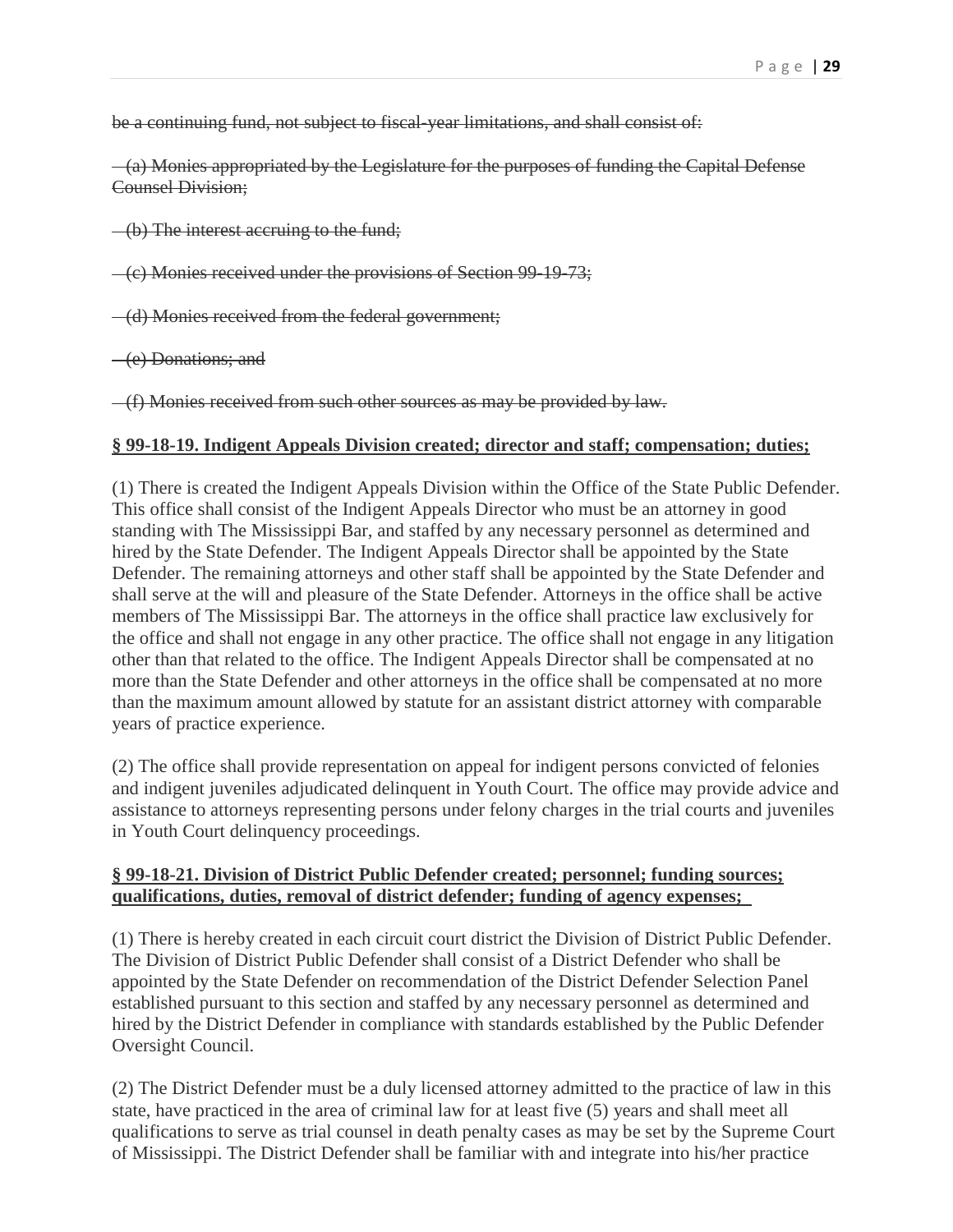~~be a continuing fund, not subject to fiscal-year limitations, and shall consist of:~~

~~(a) Monies appropriated by the Legislature for the purposes of funding the Capital Defense Counsel Division;~~

~~(b) The interest accruing to the fund;~~

~~(c) Monies received under the provisions of Section 99-19-73;~~

~~(d) Monies received from the federal government;~~

~~(e) Donations; and~~

~~(f) Monies received from such other sources as may be provided by law.~~

**§ 99-18-19. Indigent Appeals Division created; director and staff; compensation; duties;**

(1) There is created the Indigent Appeals Division within the Office of the State Public Defender. This office shall consist of the Indigent Appeals Director who must be an attorney in good standing with The Mississippi Bar, and staffed by any necessary personnel as determined and hired by the State Defender. The Indigent Appeals Director shall be appointed by the State Defender. The remaining attorneys and other staff shall be appointed by the State Defender and shall serve at the will and pleasure of the State Defender. Attorneys in the office shall be active members of The Mississippi Bar. The attorneys in the office shall practice law exclusively for the office and shall not engage in any other practice. The office shall not engage in any litigation other than that related to the office. The Indigent Appeals Director shall be compensated at no more than the State Defender and other attorneys in the office shall be compensated at no more than the maximum amount allowed by statute for an assistant district attorney with comparable years of practice experience.

(2) The office shall provide representation on appeal for indigent persons convicted of felonies and indigent juveniles adjudicated delinquent in Youth Court. The office may provide advice and assistance to attorneys representing persons under felony charges in the trial courts and juveniles in Youth Court delinquency proceedings.

**§ 99-18-21. Division of District Public Defender created; personnel; funding sources; qualifications, duties, removal of district defender; funding of agency expenses;**

(1) There is hereby created in each circuit court district the Division of District Public Defender. The Division of District Public Defender shall consist of a District Defender who shall be appointed by the State Defender on recommendation of the District Defender Selection Panel established pursuant to this section and staffed by any necessary personnel as determined and hired by the District Defender in compliance with standards established by the Public Defender Oversight Council.

(2) The District Defender must be a duly licensed attorney admitted to the practice of law in this state, have practiced in the area of criminal law for at least five (5) years and shall meet all qualifications to serve as trial counsel in death penalty cases as may be set by the Supreme Court of Mississippi. The District Defender shall be familiar with and integrate into his/her practice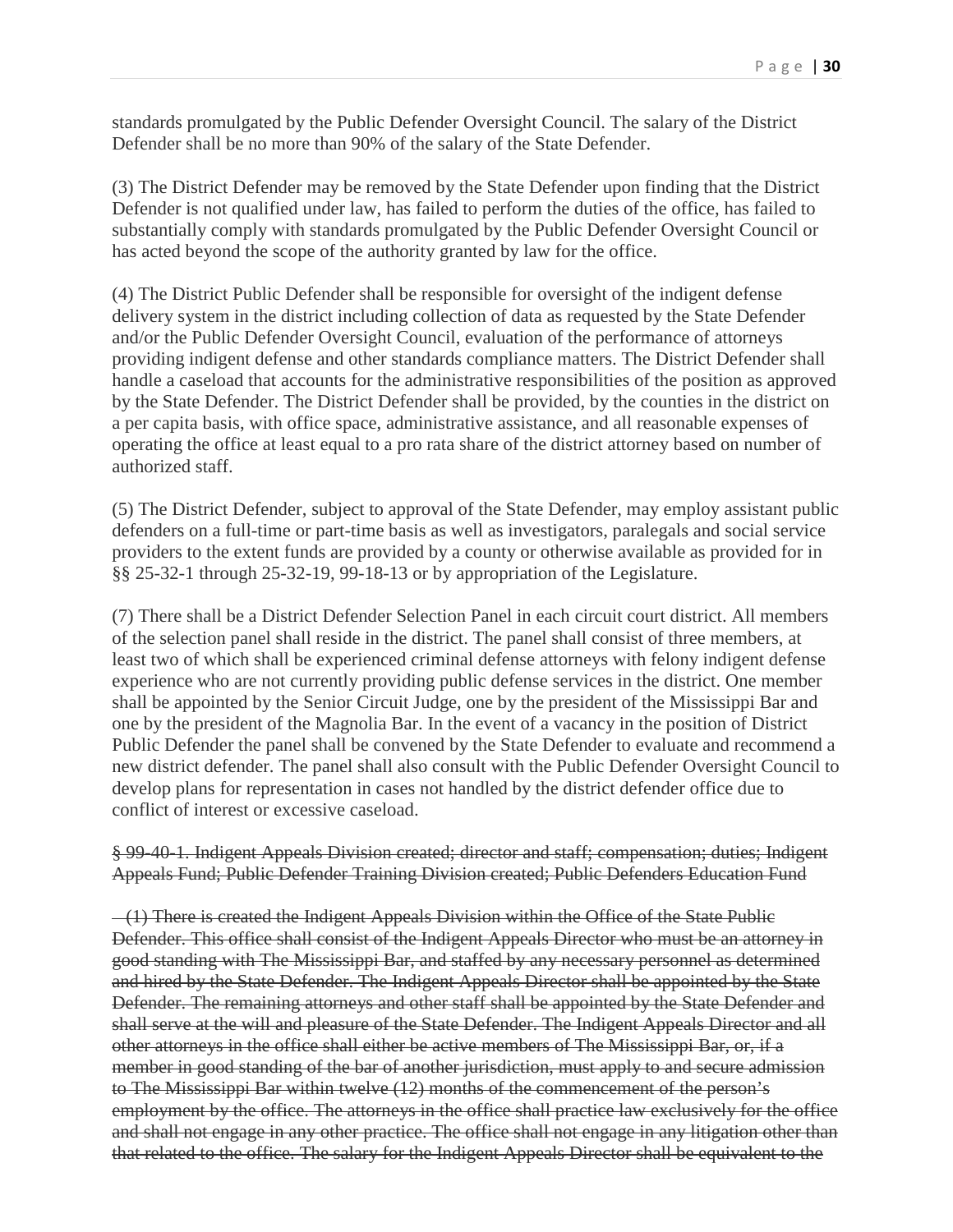standards promulgated by the Public Defender Oversight Council. The salary of the District Defender shall be no more than 90% of the salary of the State Defender.

(3) The District Defender may be removed by the State Defender upon finding that the District Defender is not qualified under law, has failed to perform the duties of the office, has failed to substantially comply with standards promulgated by the Public Defender Oversight Council or has acted beyond the scope of the authority granted by law for the office.

(4) The District Public Defender shall be responsible for oversight of the indigent defense delivery system in the district including collection of data as requested by the State Defender and/or the Public Defender Oversight Council, evaluation of the performance of attorneys providing indigent defense and other standards compliance matters. The District Defender shall handle a caseload that accounts for the administrative responsibilities of the position as approved by the State Defender. The District Defender shall be provided, by the counties in the district on a per capita basis, with office space, administrative assistance, and all reasonable expenses of operating the office at least equal to a pro rata share of the district attorney based on number of authorized staff.

(5) The District Defender, subject to approval of the State Defender, may employ assistant public defenders on a full-time or part-time basis as well as investigators, paralegals and social service providers to the extent funds are provided by a county or otherwise available as provided for in §§ 25-32-1 through 25-32-19, 99-18-13 or by appropriation of the Legislature.

(7) There shall be a District Defender Selection Panel in each circuit court district. All members of the selection panel shall reside in the district. The panel shall consist of three members, at least two of which shall be experienced criminal defense attorneys with felony indigent defense experience who are not currently providing public defense services in the district. One member shall be appointed by the Senior Circuit Judge, one by the president of the Mississippi Bar and one by the president of the Magnolia Bar. In the event of a vacancy in the position of District Public Defender the panel shall be convened by the State Defender to evaluate and recommend a new district defender. The panel shall also consult with the Public Defender Oversight Council to develop plans for representation in cases not handled by the district defender office due to conflict of interest or excessive caseload.

~~§ 99-40-1. Indigent Appeals Division created; director and staff; compensation; duties; Indigent Appeals Fund; Public Defender Training Division created; Public Defenders Education Fund~~

~~(1) There is created the Indigent Appeals Division within the Office of the State Public Defender. This office shall consist of the Indigent Appeals Director who must be an attorney in good standing with The Mississippi Bar, and staffed by any necessary personnel as determined and hired by the State Defender. The Indigent Appeals Director shall be appointed by the State Defender. The remaining attorneys and other staff shall be appointed by the State Defender and shall serve at the will and pleasure of the State Defender. The Indigent Appeals Director and all other attorneys in the office shall either be active members of The Mississippi Bar, or, if a member in good standing of the bar of another jurisdiction, must apply to and secure admission to The Mississippi Bar within twelve (12) months of the commencement of the person's employment by the office. The attorneys in the office shall practice law exclusively for the office and shall not engage in any other practice. The office shall not engage in any litigation other than that related to the office. The salary for the Indigent Appeals Director shall be equivalent to the~~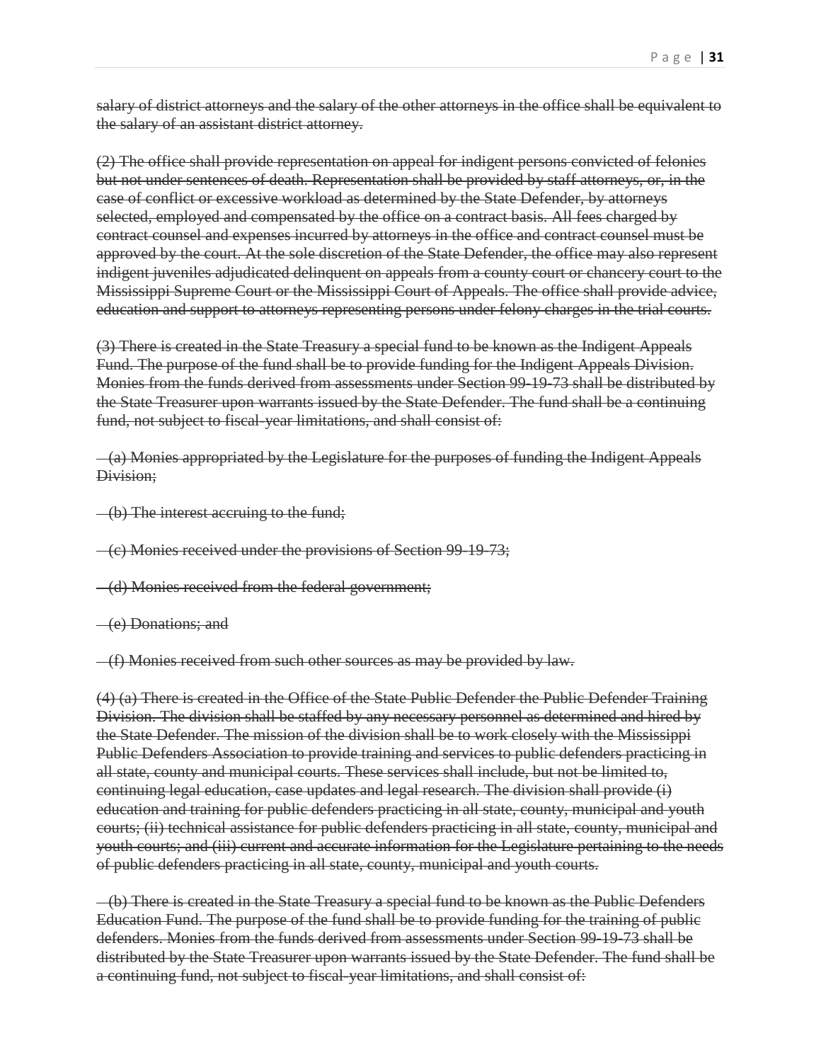~~salary of district attorneys and the salary of the other attorneys in the office shall be equivalent to the salary of an assistant district attorney.~~

~~(2) The office shall provide representation on appeal for indigent persons convicted of felonies but not under sentences of death. Representation shall be provided by staff attorneys, or, in the case of conflict or excessive workload as determined by the State Defender, by attorneys selected, employed and compensated by the office on a contract basis. All fees charged by contract counsel and expenses incurred by attorneys in the office and contract counsel must be approved by the court. At the sole discretion of the State Defender, the office may also represent indigent juveniles adjudicated delinquent on appeals from a county court or chancery court to the Mississippi Supreme Court or the Mississippi Court of Appeals. The office shall provide advice, education and support to attorneys representing persons under felony charges in the trial courts.~~

~~(3) There is created in the State Treasury a special fund to be known as the Indigent Appeals Fund. The purpose of the fund shall be to provide funding for the Indigent Appeals Division. Monies from the funds derived from assessments under Section 99-19-73 shall be distributed by the State Treasurer upon warrants issued by the State Defender. The fund shall be a continuing fund, not subject to fiscal-year limitations, and shall consist of:~~

~~(a) Monies appropriated by the Legislature for the purposes of funding the Indigent Appeals Division;~~

~~(b) The interest accruing to the fund;~~

~~(c) Monies received under the provisions of Section 99-19-73;~~

~~(d) Monies received from the federal government;~~

~~(e) Donations; and~~

~~(f) Monies received from such other sources as may be provided by law.~~

~~(4) (a) There is created in the Office of the State Public Defender the Public Defender Training Division. The division shall be staffed by any necessary personnel as determined and hired by the State Defender. The mission of the division shall be to work closely with the Mississippi Public Defenders Association to provide training and services to public defenders practicing in all state, county and municipal courts. These services shall include, but not be limited to, continuing legal education, case updates and legal research. The division shall provide (i) education and training for public defenders practicing in all state, county, municipal and youth courts; (ii) technical assistance for public defenders practicing in all state, county, municipal and youth courts; and (iii) current and accurate information for the Legislature pertaining to the needs of public defenders practicing in all state, county, municipal and youth courts.~~

~~(b) There is created in the State Treasury a special fund to be known as the Public Defenders Education Fund. The purpose of the fund shall be to provide funding for the training of public defenders. Monies from the funds derived from assessments under Section 99-19-73 shall be distributed by the State Treasurer upon warrants issued by the State Defender. The fund shall be a continuing fund, not subject to fiscal-year limitations, and shall consist of:~~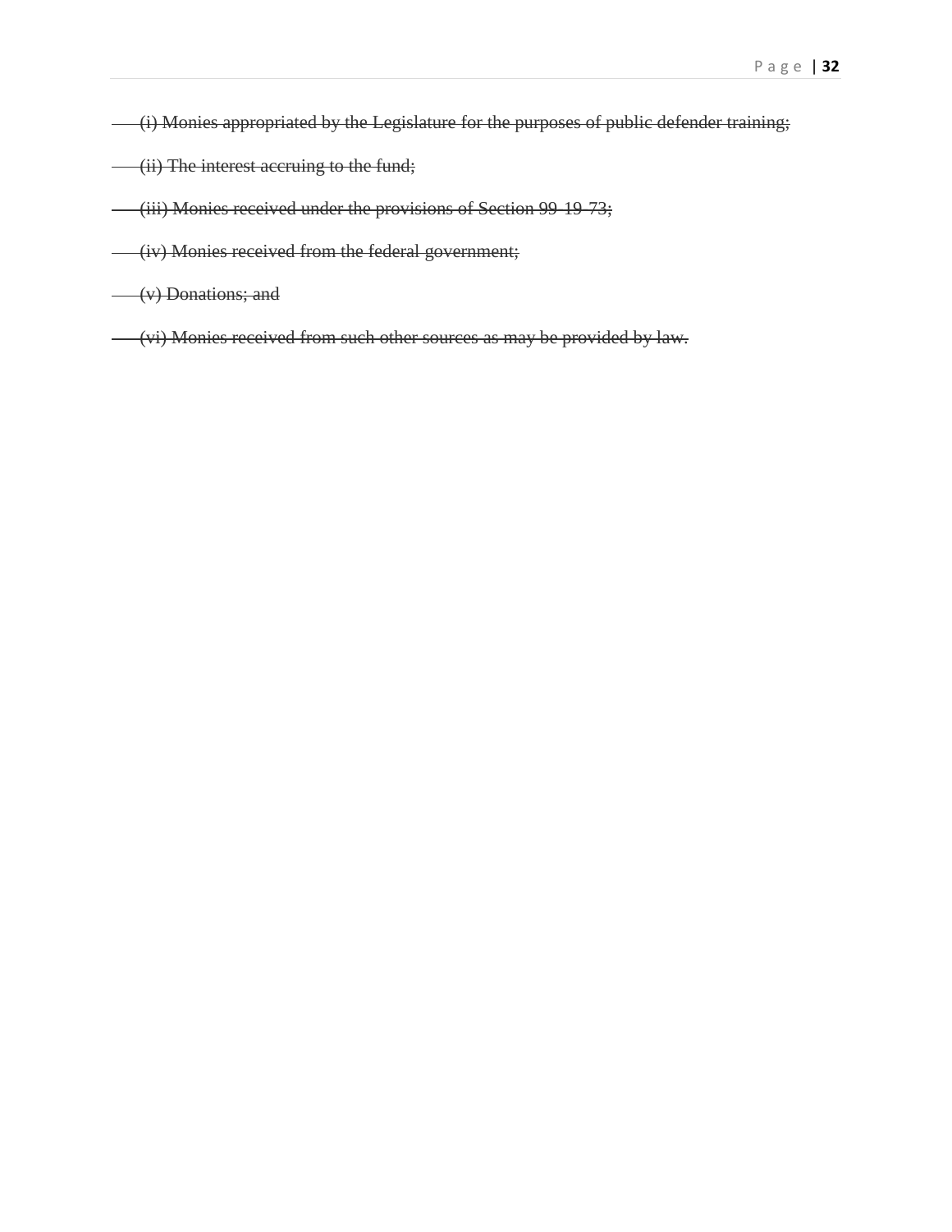~~(i) Monies appropriated by the Legislature for the purposes of public defender training;~~

~~(ii) The interest accruing to the fund;~~

~~(iii) Monies received under the provisions of Section 99-19-73;~~

~~(iv) Monies received from the federal government;~~

~~(v) Donations; and~~

~~(vi) Monies received from such other sources as may be provided by law.~~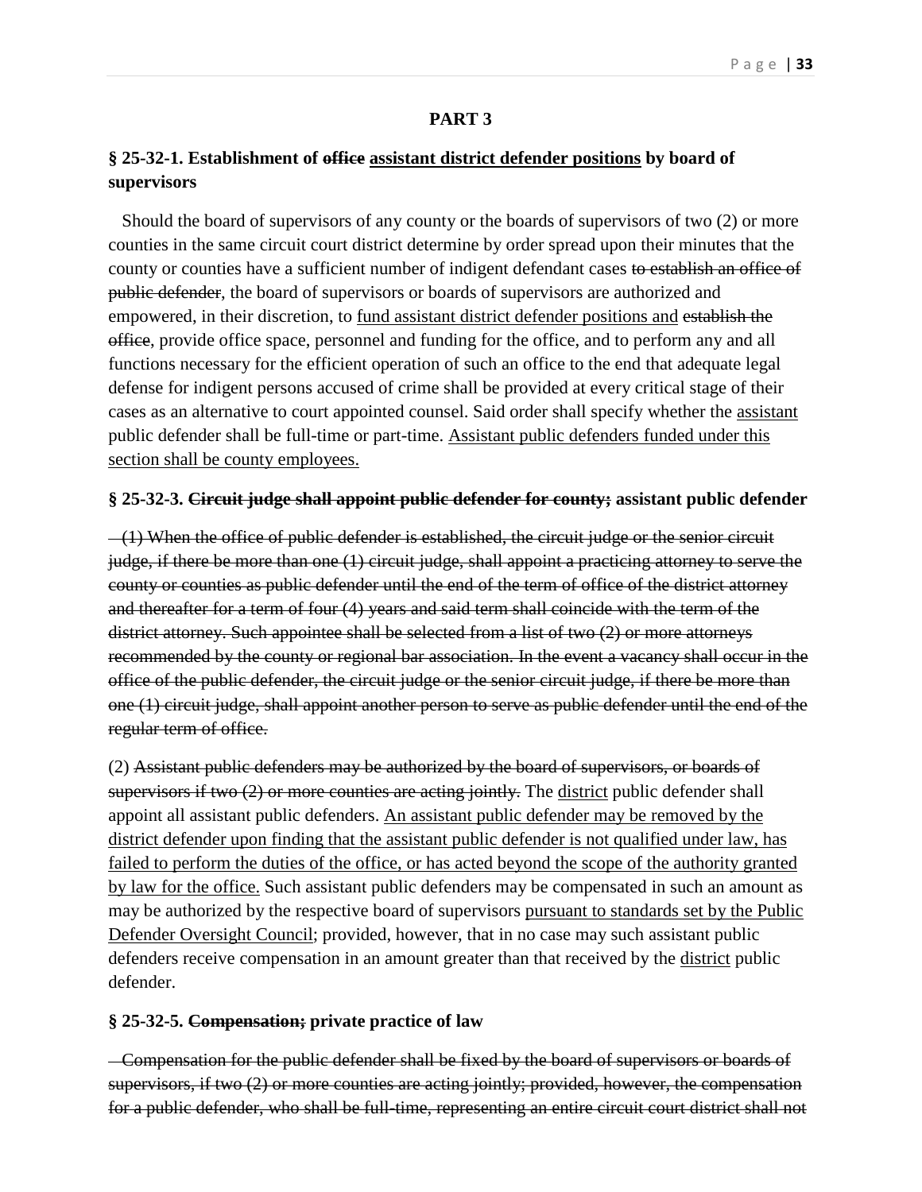**PART 3**

**§ 25-32-1. Establishment of ~~office~~ <u>assistant district defender positions</u> by board of supervisors**

Should the board of supervisors of any county or the boards of supervisors of two (2) or more counties in the same circuit court district determine by order spread upon their minutes that the county or counties have a sufficient number of indigent defendant cases ~~to establish an office of public defender~~, the board of supervisors or boards of supervisors are authorized and empowered, in their discretion, to <u>fund assistant district defender positions and</u> ~~establish the office~~, provide office space, personnel and funding for the office, and to perform any and all functions necessary for the efficient operation of such an office to the end that adequate legal defense for indigent persons accused of crime shall be provided at every critical stage of their cases as an alternative to court appointed counsel. Said order shall specify whether the <u>assistant</u> public defender shall be full-time or part-time. <u>Assistant public defenders funded under this section shall be county employees.</u>

**§ 25-32-3. ~~Circuit judge shall appoint public defender for county;~~ assistant public defender**

~~(1) When the office of public defender is established, the circuit judge or the senior circuit judge, if there be more than one (1) circuit judge, shall appoint a practicing attorney to serve the county or counties as public defender until the end of the term of office of the district attorney and thereafter for a term of four (4) years and said term shall coincide with the term of the district attorney. Such appointee shall be selected from a list of two (2) or more attorneys recommended by the county or regional bar association. In the event a vacancy shall occur in the office of the public defender, the circuit judge or the senior circuit judge, if there be more than one (1) circuit judge, shall appoint another person to serve as public defender until the end of the regular term of office.~~

(2) ~~Assistant public defenders may be authorized by the board of supervisors, or boards of supervisors if two (2) or more counties are acting jointly.~~ The <u>district</u> public defender shall appoint all assistant public defenders. <u>An assistant public defender may be removed by the district defender upon finding that the assistant public defender is not qualified under law, has failed to perform the duties of the office, or has acted beyond the scope of the authority granted by law for the office.</u> Such assistant public defenders may be compensated in such an amount as may be authorized by the respective board of supervisors <u>pursuant to standards set by the Public Defender Oversight Council</u>; provided, however, that in no case may such assistant public defenders receive compensation in an amount greater than that received by the <u>district</u> public defender.

**§ 25-32-5. ~~Compensation;~~ private practice of law**

~~Compensation for the public defender shall be fixed by the board of supervisors or boards of supervisors, if two (2) or more counties are acting jointly; provided, however, the compensation for a public defender, who shall be full-time, representing an entire circuit court district shall not~~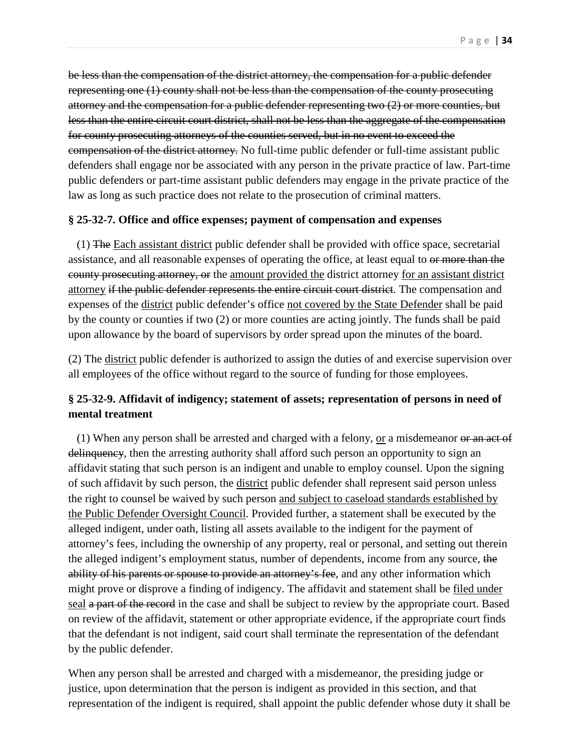~~be less than the compensation of the district attorney, the compensation for a public defender representing one (1) county shall not be less than the compensation of the county prosecuting attorney and the compensation for a public defender representing two (2) or more counties, but less than the entire circuit court district, shall not be less than the aggregate of the compensation for county prosecuting attorneys of the counties served, but in no event to exceed the compensation of the district attorney.~~ No full-time public defender or full-time assistant public defenders shall engage nor be associated with any person in the private practice of law. Part-time public defenders or part-time assistant public defenders may engage in the private practice of the law as long as such practice does not relate to the prosecution of criminal matters.

**§ 25-32-7. Office and office expenses; payment of compensation and expenses**

(1) ~~The~~ <u>Each assistant district</u> public defender shall be provided with office space, secretarial assistance, and all reasonable expenses of operating the office, at least equal to ~~or more than the county prosecuting attorney, or~~ the <u>amount provided the</u> district attorney <u>for an assistant district attorney</u> ~~if the public defender represents the entire circuit court district~~. The compensation and expenses of the <u>district</u> public defender's office <u>not covered by the State Defender</u> shall be paid by the county or counties if two (2) or more counties are acting jointly. The funds shall be paid upon allowance by the board of supervisors by order spread upon the minutes of the board.

(2) The <u>district</u> public defender is authorized to assign the duties of and exercise supervision over all employees of the office without regard to the source of funding for those employees.

**§ 25-32-9. Affidavit of indigency; statement of assets; representation of persons in need of mental treatment**

(1) When any person shall be arrested and charged with a felony, <u>or</u> a misdemeanor ~~or an act of delinquency~~, then the arresting authority shall afford such person an opportunity to sign an affidavit stating that such person is an indigent and unable to employ counsel. Upon the signing of such affidavit by such person, the <u>district</u> public defender shall represent said person unless the right to counsel be waived by such person <u>and subject to caseload standards established by the Public Defender Oversight Council</u>. Provided further, a statement shall be executed by the alleged indigent, under oath, listing all assets available to the indigent for the payment of attorney's fees, including the ownership of any property, real or personal, and setting out therein the alleged indigent's employment status, number of dependents, income from any source, ~~the ability of his parents or spouse to provide an attorney's fee~~, and any other information which might prove or disprove a finding of indigency. The affidavit and statement shall be <u>filed under seal</u> ~~a part of the record~~ in the case and shall be subject to review by the appropriate court. Based on review of the affidavit, statement or other appropriate evidence, if the appropriate court finds that the defendant is not indigent, said court shall terminate the representation of the defendant by the public defender.

When any person shall be arrested and charged with a misdemeanor, the presiding judge or justice, upon determination that the person is indigent as provided in this section, and that representation of the indigent is required, shall appoint the public defender whose duty it shall be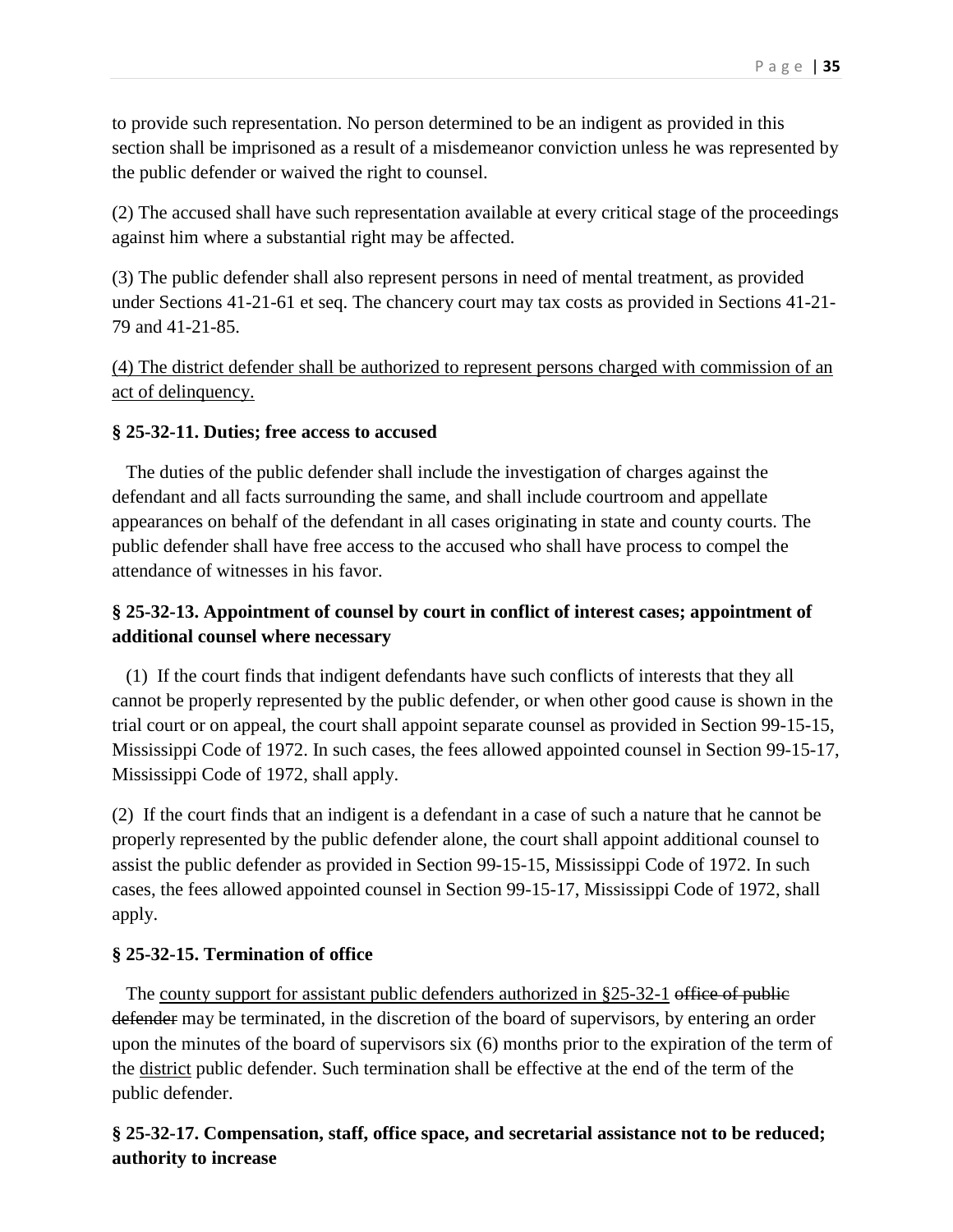to provide such representation. No person determined to be an indigent as provided in this section shall be imprisoned as a result of a misdemeanor conviction unless he was represented by the public defender or waived the right to counsel.

(2) The accused shall have such representation available at every critical stage of the proceedings against him where a substantial right may be affected.

(3) The public defender shall also represent persons in need of mental treatment, as provided under Sections 41-21-61 et seq. The chancery court may tax costs as provided in Sections 41-21-79 and 41-21-85.

<u>(4) The district defender shall be authorized to represent persons charged with commission of an act of delinquency.</u>

**§ 25-32-11. Duties; free access to accused**

The duties of the public defender shall include the investigation of charges against the defendant and all facts surrounding the same, and shall include courtroom and appellate appearances on behalf of the defendant in all cases originating in state and county courts. The public defender shall have free access to the accused who shall have process to compel the attendance of witnesses in his favor.

**§ 25-32-13. Appointment of counsel by court in conflict of interest cases; appointment of additional counsel where necessary**

(1) If the court finds that indigent defendants have such conflicts of interests that they all cannot be properly represented by the public defender, or when other good cause is shown in the trial court or on appeal, the court shall appoint separate counsel as provided in Section 99-15-15, Mississippi Code of 1972. In such cases, the fees allowed appointed counsel in Section 99-15-17, Mississippi Code of 1972, shall apply.

(2) If the court finds that an indigent is a defendant in a case of such a nature that he cannot be properly represented by the public defender alone, the court shall appoint additional counsel to assist the public defender as provided in Section 99-15-15, Mississippi Code of 1972. In such cases, the fees allowed appointed counsel in Section 99-15-17, Mississippi Code of 1972, shall apply.

**§ 25-32-15. Termination of office**

The <u>county support for assistant public defenders authorized in §25-32-1</u> ~~office of public defender~~ may be terminated, in the discretion of the board of supervisors, by entering an order upon the minutes of the board of supervisors six (6) months prior to the expiration of the term of the <u>district</u> public defender. Such termination shall be effective at the end of the term of the public defender.

**§ 25-32-17. Compensation, staff, office space, and secretarial assistance not to be reduced; authority to increase**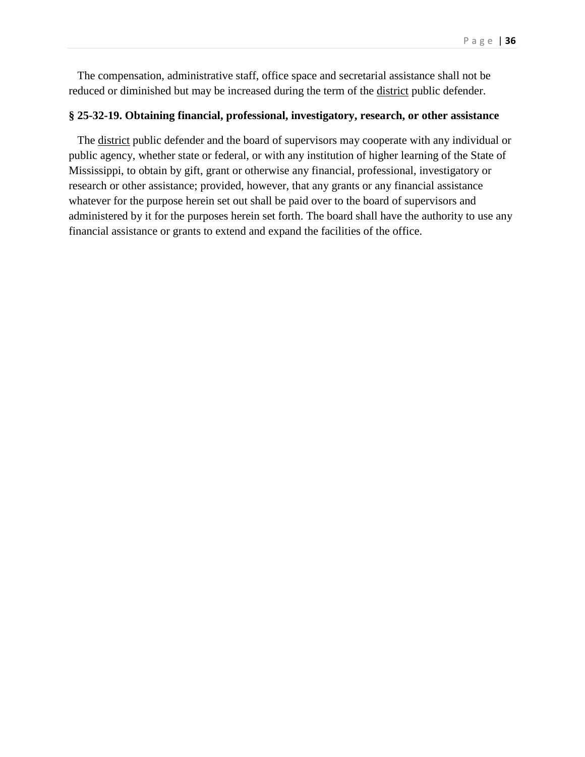The compensation, administrative staff, office space and secretarial assistance shall not be reduced or diminished but may be increased during the term of the district public defender.

**§ 25-32-19. Obtaining financial, professional, investigatory, research, or other assistance**

The district public defender and the board of supervisors may cooperate with any individual or public agency, whether state or federal, or with any institution of higher learning of the State of Mississippi, to obtain by gift, grant or otherwise any financial, professional, investigatory or research or other assistance; provided, however, that any grants or any financial assistance whatever for the purpose herein set out shall be paid over to the board of supervisors and administered by it for the purposes herein set forth. The board shall have the authority to use any financial assistance or grants to extend and expand the facilities of the office.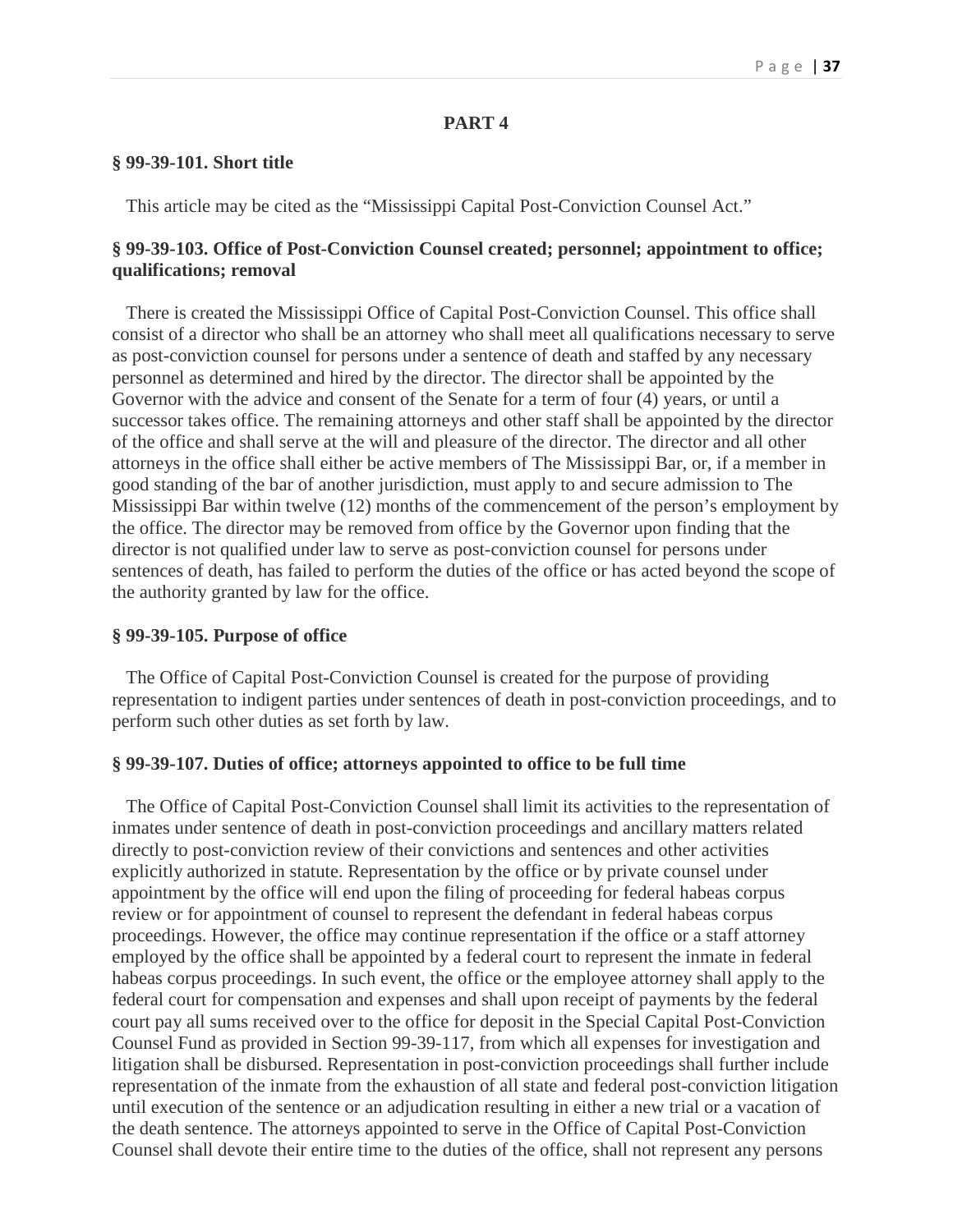## PART 4

**§ 99-39-101. Short title**

This article may be cited as the "Mississippi Capital Post-Conviction Counsel Act."

**§ 99-39-103. Office of Post-Conviction Counsel created; personnel; appointment to office; qualifications; removal**

There is created the Mississippi Office of Capital Post-Conviction Counsel. This office shall consist of a director who shall be an attorney who shall meet all qualifications necessary to serve as post-conviction counsel for persons under a sentence of death and staffed by any necessary personnel as determined and hired by the director. The director shall be appointed by the Governor with the advice and consent of the Senate for a term of four (4) years, or until a successor takes office. The remaining attorneys and other staff shall be appointed by the director of the office and shall serve at the will and pleasure of the director. The director and all other attorneys in the office shall either be active members of The Mississippi Bar, or, if a member in good standing of the bar of another jurisdiction, must apply to and secure admission to The Mississippi Bar within twelve (12) months of the commencement of the person's employment by the office. The director may be removed from office by the Governor upon finding that the director is not qualified under law to serve as post-conviction counsel for persons under sentences of death, has failed to perform the duties of the office or has acted beyond the scope of the authority granted by law for the office.

**§ 99-39-105. Purpose of office**

The Office of Capital Post-Conviction Counsel is created for the purpose of providing representation to indigent parties under sentences of death in post-conviction proceedings, and to perform such other duties as set forth by law.

**§ 99-39-107. Duties of office; attorneys appointed to office to be full time**

The Office of Capital Post-Conviction Counsel shall limit its activities to the representation of inmates under sentence of death in post-conviction proceedings and ancillary matters related directly to post-conviction review of their convictions and sentences and other activities explicitly authorized in statute. Representation by the office or by private counsel under appointment by the office will end upon the filing of proceeding for federal habeas corpus review or for appointment of counsel to represent the defendant in federal habeas corpus proceedings. However, the office may continue representation if the office or a staff attorney employed by the office shall be appointed by a federal court to represent the inmate in federal habeas corpus proceedings. In such event, the office or the employee attorney shall apply to the federal court for compensation and expenses and shall upon receipt of payments by the federal court pay all sums received over to the office for deposit in the Special Capital Post-Conviction Counsel Fund as provided in Section 99-39-117, from which all expenses for investigation and litigation shall be disbursed. Representation in post-conviction proceedings shall further include representation of the inmate from the exhaustion of all state and federal post-conviction litigation until execution of the sentence or an adjudication resulting in either a new trial or a vacation of the death sentence. The attorneys appointed to serve in the Office of Capital Post-Conviction Counsel shall devote their entire time to the duties of the office, shall not represent any persons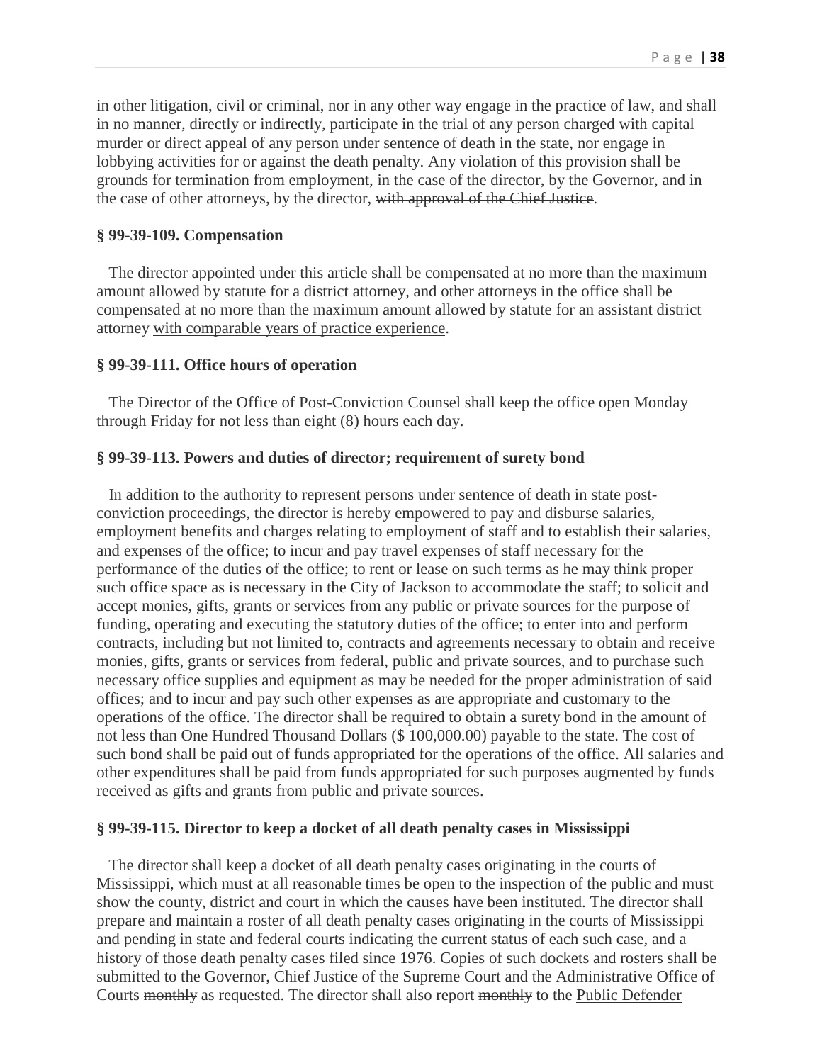in other litigation, civil or criminal, nor in any other way engage in the practice of law, and shall in no manner, directly or indirectly, participate in the trial of any person charged with capital murder or direct appeal of any person under sentence of death in the state, nor engage in lobbying activities for or against the death penalty. Any violation of this provision shall be grounds for termination from employment, in the case of the director, by the Governor, and in the case of other attorneys, by the director, ~~with approval of the Chief Justice~~.

**§ 99-39-109. Compensation**

The director appointed under this article shall be compensated at no more than the maximum amount allowed by statute for a district attorney, and other attorneys in the office shall be compensated at no more than the maximum amount allowed by statute for an assistant district attorney <u>with comparable years of practice experience</u>.

**§ 99-39-111. Office hours of operation**

The Director of the Office of Post-Conviction Counsel shall keep the office open Monday through Friday for not less than eight (8) hours each day.

**§ 99-39-113. Powers and duties of director; requirement of surety bond**

In addition to the authority to represent persons under sentence of death in state post-conviction proceedings, the director is hereby empowered to pay and disburse salaries, employment benefits and charges relating to employment of staff and to establish their salaries, and expenses of the office; to incur and pay travel expenses of staff necessary for the performance of the duties of the office; to rent or lease on such terms as he may think proper such office space as is necessary in the City of Jackson to accommodate the staff; to solicit and accept monies, gifts, grants or services from any public or private sources for the purpose of funding, operating and executing the statutory duties of the office; to enter into and perform contracts, including but not limited to, contracts and agreements necessary to obtain and receive monies, gifts, grants or services from federal, public and private sources, and to purchase such necessary office supplies and equipment as may be needed for the proper administration of said offices; and to incur and pay such other expenses as are appropriate and customary to the operations of the office. The director shall be required to obtain a surety bond in the amount of not less than One Hundred Thousand Dollars ($ 100,000.00) payable to the state. The cost of such bond shall be paid out of funds appropriated for the operations of the office. All salaries and other expenditures shall be paid from funds appropriated for such purposes augmented by funds received as gifts and grants from public and private sources.

**§ 99-39-115. Director to keep a docket of all death penalty cases in Mississippi**

The director shall keep a docket of all death penalty cases originating in the courts of Mississippi, which must at all reasonable times be open to the inspection of the public and must show the county, district and court in which the causes have been instituted. The director shall prepare and maintain a roster of all death penalty cases originating in the courts of Mississippi and pending in state and federal courts indicating the current status of each such case, and a history of those death penalty cases filed since 1976. Copies of such dockets and rosters shall be submitted to the Governor, Chief Justice of the Supreme Court and the Administrative Office of Courts ~~monthly~~ as requested. The director shall also report ~~monthly~~ to the <u>Public Defender</u>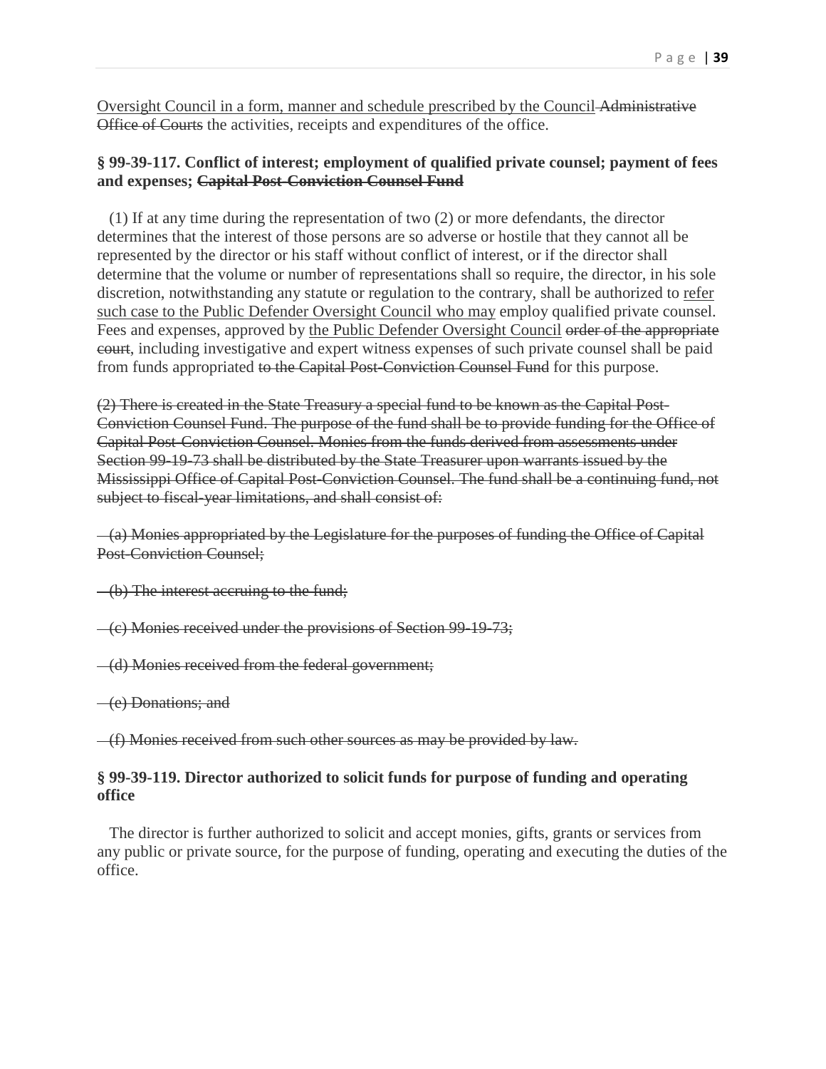<u>Oversight Council in a form, manner and schedule prescribed by the Council</u> ~~Administrative Office of Courts~~ the activities, receipts and expenditures of the office.

**§ 99-39-117. Conflict of interest; employment of qualified private counsel; payment of fees and expenses; ~~Capital Post-Conviction Counsel Fund~~**

(1) If at any time during the representation of two (2) or more defendants, the director determines that the interest of those persons are so adverse or hostile that they cannot all be represented by the director or his staff without conflict of interest, or if the director shall determine that the volume or number of representations shall so require, the director, in his sole discretion, notwithstanding any statute or regulation to the contrary, shall be authorized to <u>refer such case to the Public Defender Oversight Council who may</u> employ qualified private counsel. Fees and expenses, approved by <u>the Public Defender Oversight Council</u> ~~order of the appropriate court~~, including investigative and expert witness expenses of such private counsel shall be paid from funds appropriated ~~to the Capital Post-Conviction Counsel Fund~~ for this purpose.

~~(2) There is created in the State Treasury a special fund to be known as the Capital Post-Conviction Counsel Fund. The purpose of the fund shall be to provide funding for the Office of Capital Post-Conviction Counsel. Monies from the funds derived from assessments under Section 99-19-73 shall be distributed by the State Treasurer upon warrants issued by the Mississippi Office of Capital Post-Conviction Counsel. The fund shall be a continuing fund, not subject to fiscal-year limitations, and shall consist of:~~

~~(a) Monies appropriated by the Legislature for the purposes of funding the Office of Capital Post-Conviction Counsel;~~

~~(b) The interest accruing to the fund;~~

~~(c) Monies received under the provisions of Section 99-19-73;~~

~~(d) Monies received from the federal government;~~

~~(e) Donations; and~~

~~(f) Monies received from such other sources as may be provided by law.~~

**§ 99-39-119. Director authorized to solicit funds for purpose of funding and operating office**

The director is further authorized to solicit and accept monies, gifts, grants or services from any public or private source, for the purpose of funding, operating and executing the duties of the office.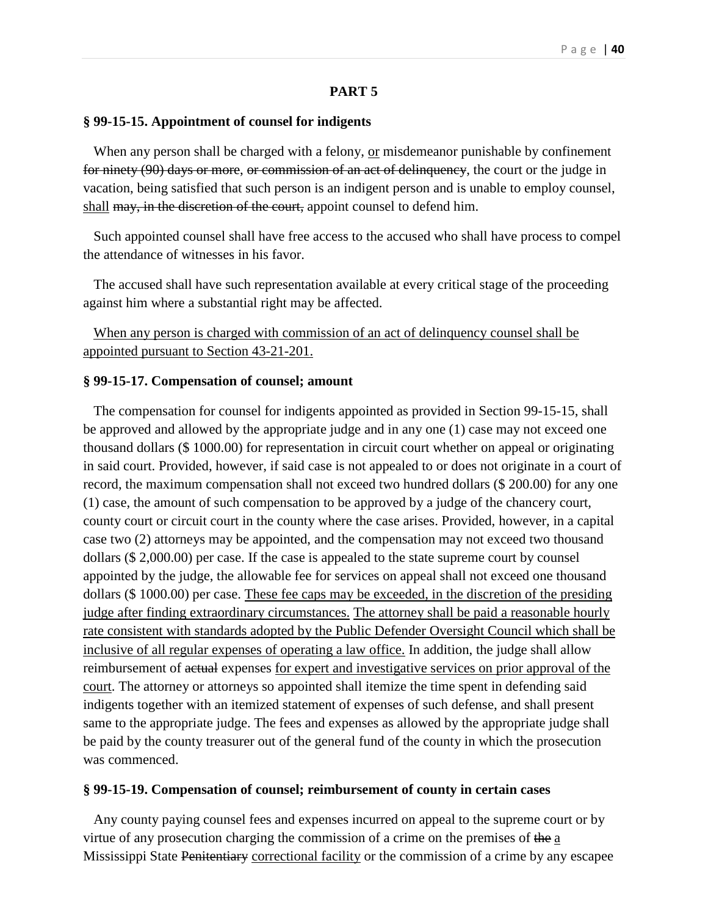## PART 5

### § 99-15-15. Appointment of counsel for indigents

When any person shall be charged with a felony, <u>or</u> misdemeanor punishable by confinement ~~for ninety (90) days or more~~, ~~or commission of an act of delinquency~~, the court or the judge in vacation, being satisfied that such person is an indigent person and is unable to employ counsel, <u>shall</u> ~~may, in the discretion of the court,~~ appoint counsel to defend him.

Such appointed counsel shall have free access to the accused who shall have process to compel the attendance of witnesses in his favor.

The accused shall have such representation available at every critical stage of the proceeding against him where a substantial right may be affected.

<u>When any person is charged with commission of an act of delinquency counsel shall be appointed pursuant to Section 43-21-201.</u>

### § 99-15-17. Compensation of counsel; amount

The compensation for counsel for indigents appointed as provided in Section 99-15-15, shall be approved and allowed by the appropriate judge and in any one (1) case may not exceed one thousand dollars ($ 1000.00) for representation in circuit court whether on appeal or originating in said court. Provided, however, if said case is not appealed to or does not originate in a court of record, the maximum compensation shall not exceed two hundred dollars ($ 200.00) for any one (1) case, the amount of such compensation to be approved by a judge of the chancery court, county court or circuit court in the county where the case arises. Provided, however, in a capital case two (2) attorneys may be appointed, and the compensation may not exceed two thousand dollars ($ 2,000.00) per case. If the case is appealed to the state supreme court by counsel appointed by the judge, the allowable fee for services on appeal shall not exceed one thousand dollars ($ 1000.00) per case. <u>These fee caps may be exceeded, in the discretion of the presiding judge after finding extraordinary circumstances.</u> <u>The attorney shall be paid a reasonable hourly rate consistent with standards adopted by the Public Defender Oversight Council which shall be inclusive of all regular expenses of operating a law office.</u> In addition, the judge shall allow reimbursement of ~~actual~~ expenses <u>for expert and investigative services on prior approval of the court</u>. The attorney or attorneys so appointed shall itemize the time spent in defending said indigents together with an itemized statement of expenses of such defense, and shall present same to the appropriate judge. The fees and expenses as allowed by the appropriate judge shall be paid by the county treasurer out of the general fund of the county in which the prosecution was commenced.

### § 99-15-19. Compensation of counsel; reimbursement of county in certain cases

Any county paying counsel fees and expenses incurred on appeal to the supreme court or by virtue of any prosecution charging the commission of a crime on the premises of ~~the~~ <u>a</u> Mississippi State ~~Penitentiary~~ <u>correctional facility</u> or the commission of a crime by any escapee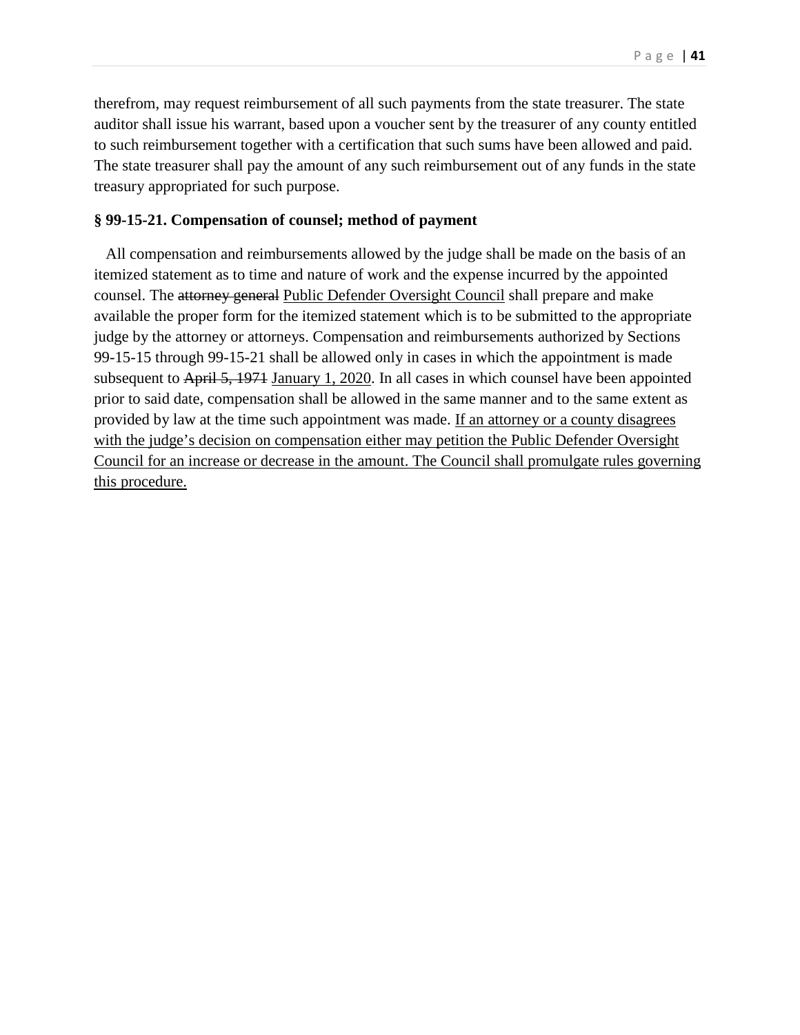therefrom, may request reimbursement of all such payments from the state treasurer. The state auditor shall issue his warrant, based upon a voucher sent by the treasurer of any county entitled to such reimbursement together with a certification that such sums have been allowed and paid. The state treasurer shall pay the amount of any such reimbursement out of any funds in the state treasury appropriated for such purpose.

**§ 99-15-21. Compensation of counsel; method of payment**

All compensation and reimbursements allowed by the judge shall be made on the basis of an itemized statement as to time and nature of work and the expense incurred by the appointed counsel. The ~~attorney general~~ <u>Public Defender Oversight Council</u> shall prepare and make available the proper form for the itemized statement which is to be submitted to the appropriate judge by the attorney or attorneys. Compensation and reimbursements authorized by Sections 99-15-15 through 99-15-21 shall be allowed only in cases in which the appointment is made subsequent to ~~April 5, 1971~~ <u>January 1, 2020</u>. In all cases in which counsel have been appointed prior to said date, compensation shall be allowed in the same manner and to the same extent as provided by law at the time such appointment was made. <u>If an attorney or a county disagrees with the judge's decision on compensation either may petition the Public Defender Oversight Council for an increase or decrease in the amount. The Council shall promulgate rules governing this procedure.</u>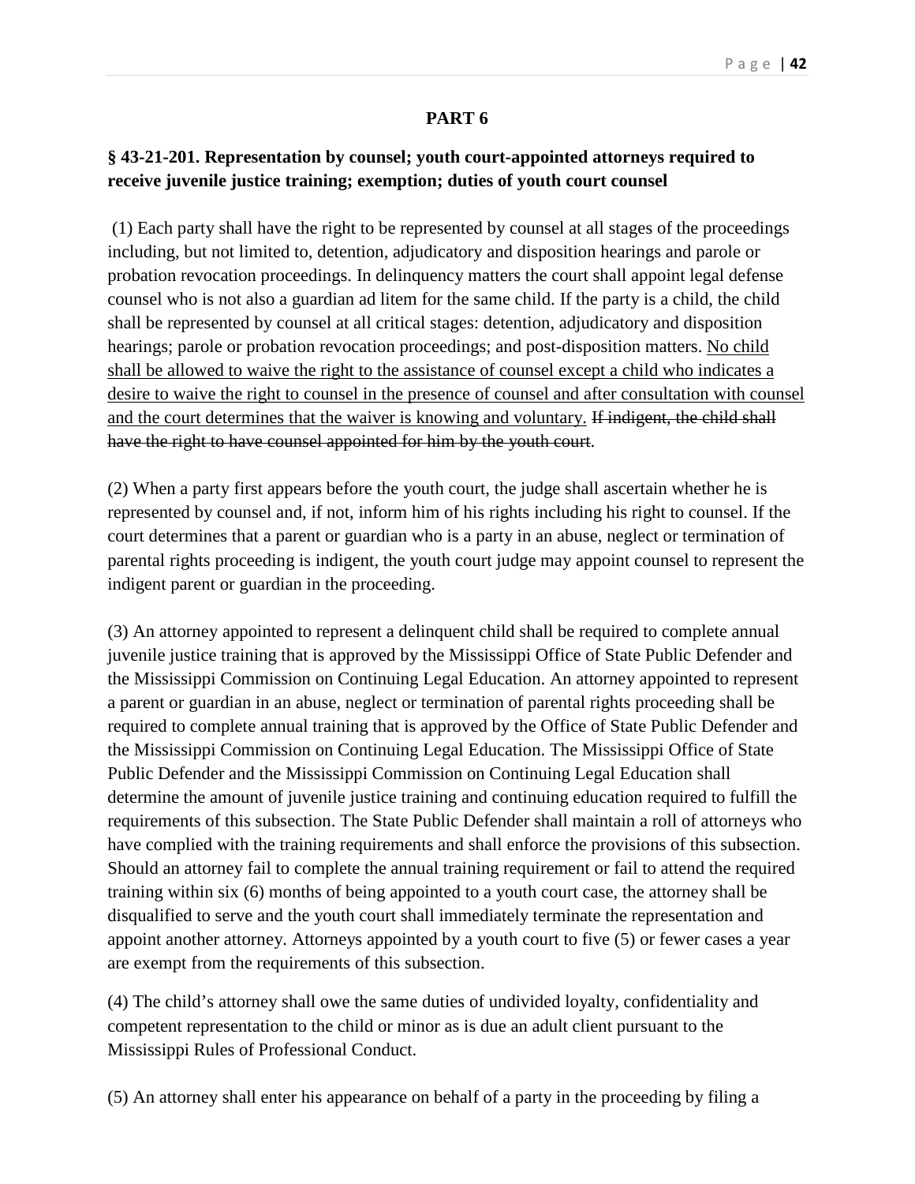**PART 6**

**§ 43-21-201. Representation by counsel; youth court-appointed attorneys required to receive juvenile justice training; exemption; duties of youth court counsel**

(1) Each party shall have the right to be represented by counsel at all stages of the proceedings including, but not limited to, detention, adjudicatory and disposition hearings and parole or probation revocation proceedings. In delinquency matters the court shall appoint legal defense counsel who is not also a guardian ad litem for the same child. If the party is a child, the child shall be represented by counsel at all critical stages: detention, adjudicatory and disposition hearings; parole or probation revocation proceedings; and post-disposition matters. <u>No child shall be allowed to waive the right to the assistance of counsel except a child who indicates a desire to waive the right to counsel in the presence of counsel and after consultation with counsel and the court determines that the waiver is knowing and voluntary.</u> ~~If indigent, the child shall have the right to have counsel appointed for him by the youth court~~.

(2) When a party first appears before the youth court, the judge shall ascertain whether he is represented by counsel and, if not, inform him of his rights including his right to counsel. If the court determines that a parent or guardian who is a party in an abuse, neglect or termination of parental rights proceeding is indigent, the youth court judge may appoint counsel to represent the indigent parent or guardian in the proceeding.

(3) An attorney appointed to represent a delinquent child shall be required to complete annual juvenile justice training that is approved by the Mississippi Office of State Public Defender and the Mississippi Commission on Continuing Legal Education. An attorney appointed to represent a parent or guardian in an abuse, neglect or termination of parental rights proceeding shall be required to complete annual training that is approved by the Office of State Public Defender and the Mississippi Commission on Continuing Legal Education. The Mississippi Office of State Public Defender and the Mississippi Commission on Continuing Legal Education shall determine the amount of juvenile justice training and continuing education required to fulfill the requirements of this subsection. The State Public Defender shall maintain a roll of attorneys who have complied with the training requirements and shall enforce the provisions of this subsection. Should an attorney fail to complete the annual training requirement or fail to attend the required training within six (6) months of being appointed to a youth court case, the attorney shall be disqualified to serve and the youth court shall immediately terminate the representation and appoint another attorney. Attorneys appointed by a youth court to five (5) or fewer cases a year are exempt from the requirements of this subsection.

(4) The child's attorney shall owe the same duties of undivided loyalty, confidentiality and competent representation to the child or minor as is due an adult client pursuant to the Mississippi Rules of Professional Conduct.

(5) An attorney shall enter his appearance on behalf of a party in the proceeding by filing a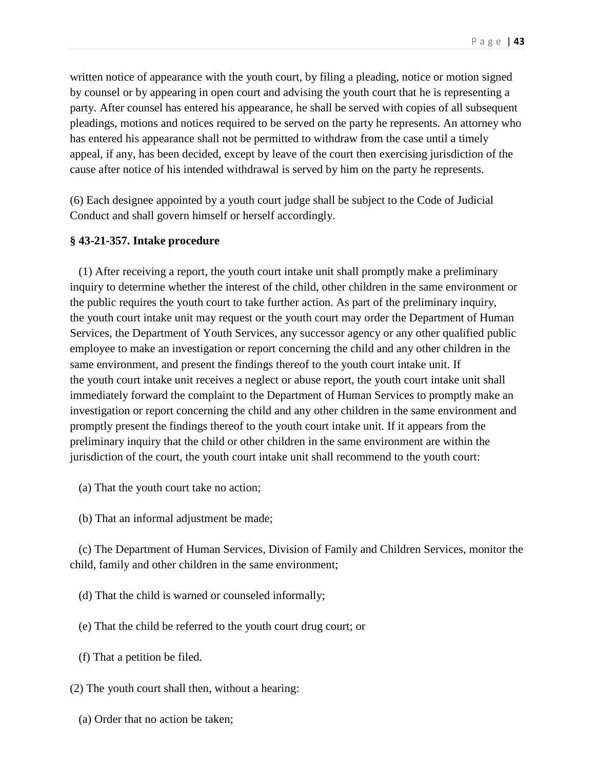written notice of appearance with the youth court, by filing a pleading, notice or motion signed by counsel or by appearing in open court and advising the youth court that he is representing a party. After counsel has entered his appearance, he shall be served with copies of all subsequent pleadings, motions and notices required to be served on the party he represents. An attorney who has entered his appearance shall not be permitted to withdraw from the case until a timely appeal, if any, has been decided, except by leave of the court then exercising jurisdiction of the cause after notice of his intended withdrawal is served by him on the party he represents.

(6) Each designee appointed by a youth court judge shall be subject to the Code of Judicial Conduct and shall govern himself or herself accordingly.

**§ 43-21-357. Intake procedure**

(1) After receiving a report, the youth court intake unit shall promptly make a preliminary inquiry to determine whether the interest of the child, other children in the same environment or the public requires the youth court to take further action. As part of the preliminary inquiry, the youth court intake unit may request or the youth court may order the Department of Human Services, the Department of Youth Services, any successor agency or any other qualified public employee to make an investigation or report concerning the child and any other children in the same environment, and present the findings thereof to the youth court intake unit. If the youth court intake unit receives a neglect or abuse report, the youth court intake unit shall immediately forward the complaint to the Department of Human Services to promptly make an investigation or report concerning the child and any other children in the same environment and promptly present the findings thereof to the youth court intake unit. If it appears from the preliminary inquiry that the child or other children in the same environment are within the jurisdiction of the court, the youth court intake unit shall recommend to the youth court:

(a) That the youth court take no action;

(b) That an informal adjustment be made;

(c) The Department of Human Services, Division of Family and Children Services, monitor the child, family and other children in the same environment;

(d) That the child is warned or counseled informally;

(e) That the child be referred to the youth court drug court; or

(f) That a petition be filed.

(2) The youth court shall then, without a hearing:

(a) Order that no action be taken;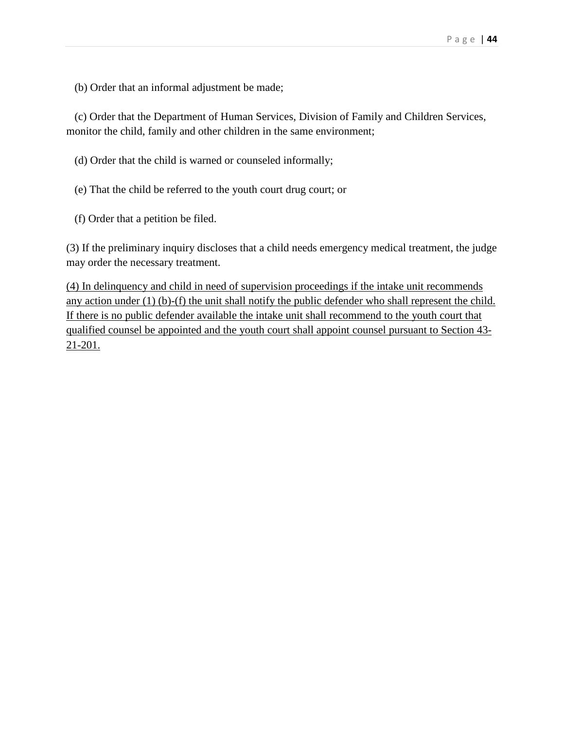(b) Order that an informal adjustment be made;

(c) Order that the Department of Human Services, Division of Family and Children Services, monitor the child, family and other children in the same environment;

(d) Order that the child is warned or counseled informally;

(e) That the child be referred to the youth court drug court; or

(f) Order that a petition be filed.

(3) If the preliminary inquiry discloses that a child needs emergency medical treatment, the judge may order the necessary treatment.

<u>(4) In delinquency and child in need of supervision proceedings if the intake unit recommends any action under (1) (b)-(f) the unit shall notify the public defender who shall represent the child. If there is no public defender available the intake unit shall recommend to the youth court that qualified counsel be appointed and the youth court shall appoint counsel pursuant to Section 43-21-201.</u>